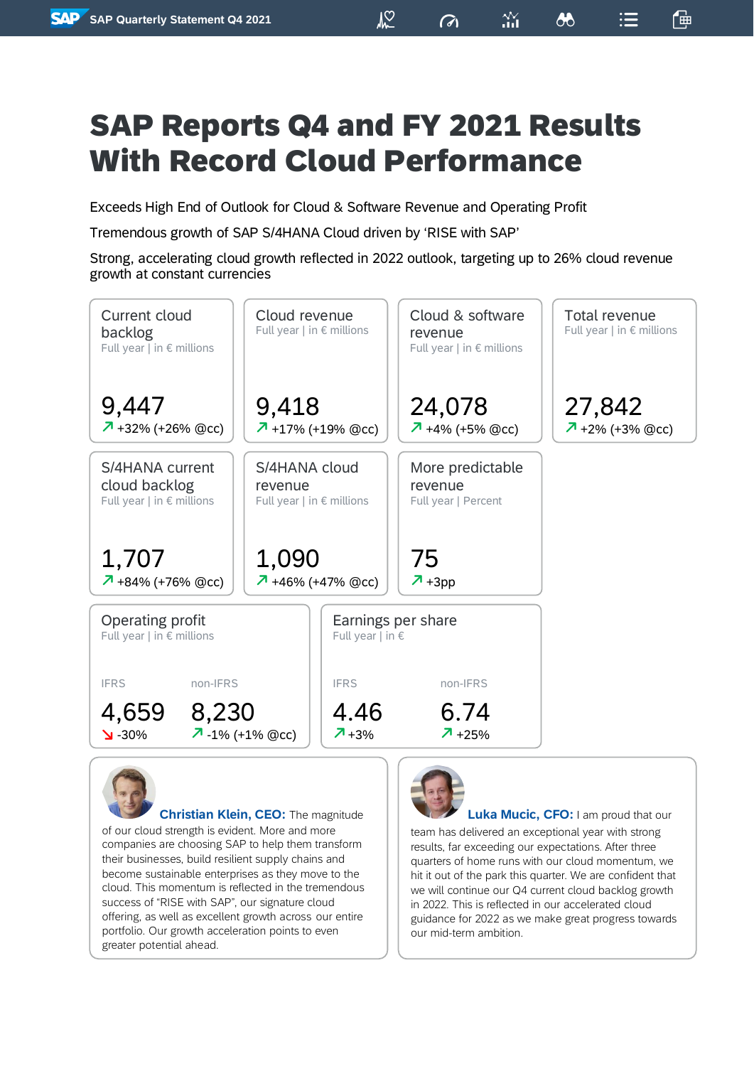# SAP Reports Q4 and FY 2021 Results With Record Cloud Performance

Exceeds High End of Outlook for Cloud & Software Revenue and Operating Profit

Tremendous growth of SAP S/4HANA Cloud driven by 'RISE with SAP'

Strong, accelerating cloud growth reflected in 2022 outlook, targeting up to 26% cloud revenue growth at constant currencies

**Current cloud backlog**
Full year | in € millions
9,447
↗ +32% (+26% @cc)

**Cloud revenue**
Full year | in € millions
9,418
↗ +17% (+19% @cc)

**Cloud & software revenue**
Full year | in € millions
24,078
↗ +4% (+5% @cc)

**Total revenue**
Full year | in € millions
27,842
↗ +2% (+3% @cc)

**S/4HANA current cloud backlog**
Full year | in € millions
1,707
↗ +84% (+76% @cc)

**S/4HANA cloud revenue**
Full year | in € millions
1,090
↗ +46% (+47% @cc)

**More predictable revenue**
Full year | Percent
75
↗ +3pp

**Operating profit**
Full year | in € millions

| IFRS | non-IFRS |
|---|---|
| 4,659 | 8,230 |
| ↘ -30% | ↗ -1% (+1% @cc) |

**Earnings per share**
Full year | in €

| IFRS | non-IFRS |
|---|---|
| 4.46 | 6.74 |
| ↗ +3% | ↗ +25% |

**Christian Klein, CEO:** The magnitude of our cloud strength is evident. More and more companies are choosing SAP to help them transform their businesses, build resilient supply chains and become sustainable enterprises as they move to the cloud. This momentum is reflected in the tremendous success of "RISE with SAP", our signature cloud offering, as well as excellent growth across our entire portfolio. Our growth acceleration points to even greater potential ahead.

**Luka Mucic, CFO:** I am proud that our team has delivered an exceptional year with strong results, far exceeding our expectations. After three quarters of home runs with our cloud momentum, we hit it out of the park this quarter. We are confident that we will continue our Q4 current cloud backlog growth in 2022. This is reflected in our accelerated cloud guidance for 2022 as we make great progress towards our mid-term ambition.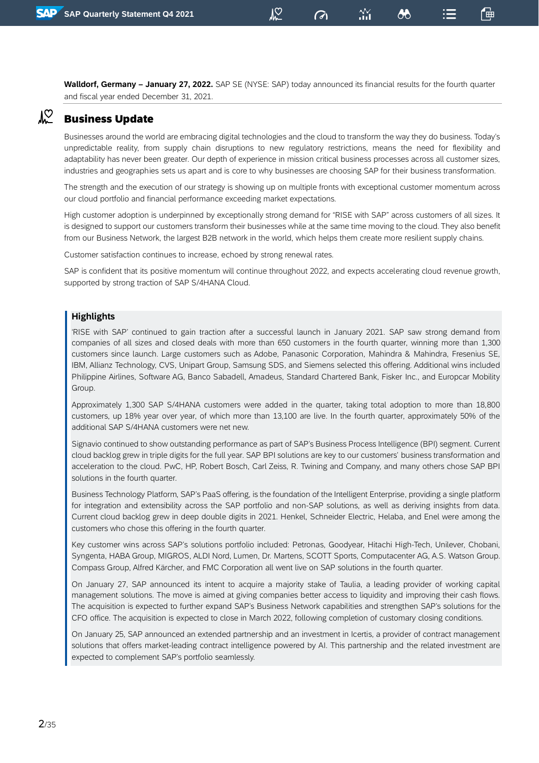**Walldorf, Germany – January 27, 2022.** SAP SE (NYSE: SAP) today announced its financial results for the fourth quarter and fiscal year ended December 31, 2021.

## Business Update

Businesses around the world are embracing digital technologies and the cloud to transform the way they do business. Today's unpredictable reality, from supply chain disruptions to new regulatory restrictions, means the need for flexibility and adaptability has never been greater. Our depth of experience in mission critical business processes across all customer sizes, industries and geographies sets us apart and is core to why businesses are choosing SAP for their business transformation.

The strength and the execution of our strategy is showing up on multiple fronts with exceptional customer momentum across our cloud portfolio and financial performance exceeding market expectations.

High customer adoption is underpinned by exceptionally strong demand for "RISE with SAP" across customers of all sizes. It is designed to support our customers transform their businesses while at the same time moving to the cloud. They also benefit from our Business Network, the largest B2B network in the world, which helps them create more resilient supply chains.

Customer satisfaction continues to increase, echoed by strong renewal rates.

SAP is confident that its positive momentum will continue throughout 2022, and expects accelerating cloud revenue growth, supported by strong traction of SAP S/4HANA Cloud.

### Highlights

'RISE with SAP' continued to gain traction after a successful launch in January 2021. SAP saw strong demand from companies of all sizes and closed deals with more than 650 customers in the fourth quarter, winning more than 1,300 customers since launch. Large customers such as Adobe, Panasonic Corporation, Mahindra & Mahindra, Fresenius SE, IBM, Allianz Technology, CVS, Unipart Group, Samsung SDS, and Siemens selected this offering. Additional wins included Philippine Airlines, Software AG, Banco Sabadell, Amadeus, Standard Chartered Bank, Fisker Inc., and Europcar Mobility Group.

Approximately 1,300 SAP S/4HANA customers were added in the quarter, taking total adoption to more than 18,800 customers, up 18% year over year, of which more than 13,100 are live. In the fourth quarter, approximately 50% of the additional SAP S/4HANA customers were net new.

Signavio continued to show outstanding performance as part of SAP's Business Process Intelligence (BPI) segment. Current cloud backlog grew in triple digits for the full year. SAP BPI solutions are key to our customers' business transformation and acceleration to the cloud. PwC, HP, Robert Bosch, Carl Zeiss, R. Twining and Company, and many others chose SAP BPI solutions in the fourth quarter.

Business Technology Platform, SAP's PaaS offering, is the foundation of the Intelligent Enterprise, providing a single platform for integration and extensibility across the SAP portfolio and non-SAP solutions, as well as deriving insights from data. Current cloud backlog grew in deep double digits in 2021. Henkel, Schneider Electric, Helaba, and Enel were among the customers who chose this offering in the fourth quarter.

Key customer wins across SAP's solutions portfolio included: Petronas, Goodyear, Hitachi High-Tech, Unilever, Chobani, Syngenta, HABA Group, MIGROS, ALDI Nord, Lumen, Dr. Martens, SCOTT Sports, Computacenter AG, A.S. Watson Group. Compass Group, Alfred Kärcher, and FMC Corporation all went live on SAP solutions in the fourth quarter.

On January 27, SAP announced its intent to acquire a majority stake of Taulia, a leading provider of working capital management solutions. The move is aimed at giving companies better access to liquidity and improving their cash flows. The acquisition is expected to further expand SAP's Business Network capabilities and strengthen SAP's solutions for the CFO office. The acquisition is expected to close in March 2022, following completion of customary closing conditions.

On January 25, SAP announced an extended partnership and an investment in Icertis, a provider of contract management solutions that offers market-leading contract intelligence powered by AI. This partnership and the related investment are expected to complement SAP's portfolio seamlessly.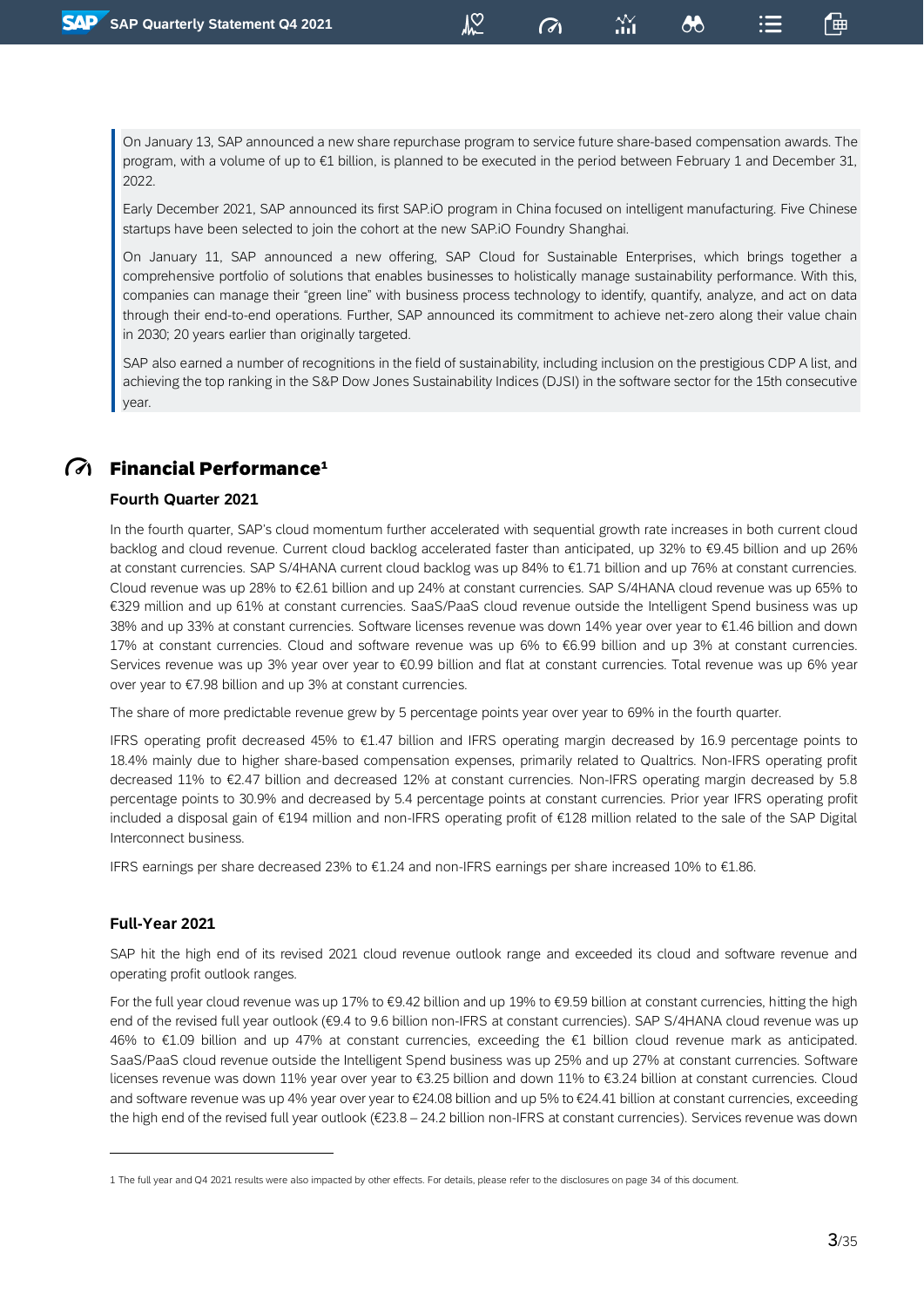On January 13, SAP announced a new share repurchase program to service future share-based compensation awards. The program, with a volume of up to €1 billion, is planned to be executed in the period between February 1 and December 31, 2022.

Early December 2021, SAP announced its first SAP.iO program in China focused on intelligent manufacturing. Five Chinese startups have been selected to join the cohort at the new SAP.iO Foundry Shanghai.

On January 11, SAP announced a new offering, SAP Cloud for Sustainable Enterprises, which brings together a comprehensive portfolio of solutions that enables businesses to holistically manage sustainability performance. With this, companies can manage their "green line" with business process technology to identify, quantify, analyze, and act on data through their end-to-end operations. Further, SAP announced its commitment to achieve net-zero along their value chain in 2030; 20 years earlier than originally targeted.

SAP also earned a number of recognitions in the field of sustainability, including inclusion on the prestigious CDP A list, and achieving the top ranking in the S&P Dow Jones Sustainability Indices (DJSI) in the software sector for the 15th consecutive year.

## Financial Performance[1]

### Fourth Quarter 2021

In the fourth quarter, SAP's cloud momentum further accelerated with sequential growth rate increases in both current cloud backlog and cloud revenue. Current cloud backlog accelerated faster than anticipated, up 32% to €9.45 billion and up 26% at constant currencies. SAP S/4HANA current cloud backlog was up 84% to €1.71 billion and up 76% at constant currencies. Cloud revenue was up 28% to €2.61 billion and up 24% at constant currencies. SAP S/4HANA cloud revenue was up 65% to €329 million and up 61% at constant currencies. SaaS/PaaS cloud revenue outside the Intelligent Spend business was up 38% and up 33% at constant currencies. Software licenses revenue was down 14% year over year to €1.46 billion and down 17% at constant currencies. Cloud and software revenue was up 6% to €6.99 billion and up 3% at constant currencies. Services revenue was up 3% year over year to €0.99 billion and flat at constant currencies. Total revenue was up 6% year over year to €7.98 billion and up 3% at constant currencies.

The share of more predictable revenue grew by 5 percentage points year over year to 69% in the fourth quarter.

IFRS operating profit decreased 45% to €1.47 billion and IFRS operating margin decreased by 16.9 percentage points to 18.4% mainly due to higher share-based compensation expenses, primarily related to Qualtrics. Non-IFRS operating profit decreased 11% to €2.47 billion and decreased 12% at constant currencies. Non-IFRS operating margin decreased by 5.8 percentage points to 30.9% and decreased by 5.4 percentage points at constant currencies. Prior year IFRS operating profit included a disposal gain of €194 million and non-IFRS operating profit of €128 million related to the sale of the SAP Digital Interconnect business.

IFRS earnings per share decreased 23% to €1.24 and non-IFRS earnings per share increased 10% to €1.86.

### Full-Year 2021

SAP hit the high end of its revised 2021 cloud revenue outlook range and exceeded its cloud and software revenue and operating profit outlook ranges.

For the full year cloud revenue was up 17% to €9.42 billion and up 19% to €9.59 billion at constant currencies, hitting the high end of the revised full year outlook (€9.4 to 9.6 billion non-IFRS at constant currencies). SAP S/4HANA cloud revenue was up 46% to €1.09 billion and up 47% at constant currencies, exceeding the €1 billion cloud revenue mark as anticipated. SaaS/PaaS cloud revenue outside the Intelligent Spend business was up 25% and up 27% at constant currencies. Software licenses revenue was down 11% year over year to €3.25 billion and down 11% to €3.24 billion at constant currencies. Cloud and software revenue was up 4% year over year to €24.08 billion and up 5% to €24.41 billion at constant currencies, exceeding the high end of the revised full year outlook (€23.8 – 24.2 billion non-IFRS at constant currencies). Services revenue was down

[1] The full year and Q4 2021 results were also impacted by other effects. For details, please refer to the disclosures on page 34 of this document.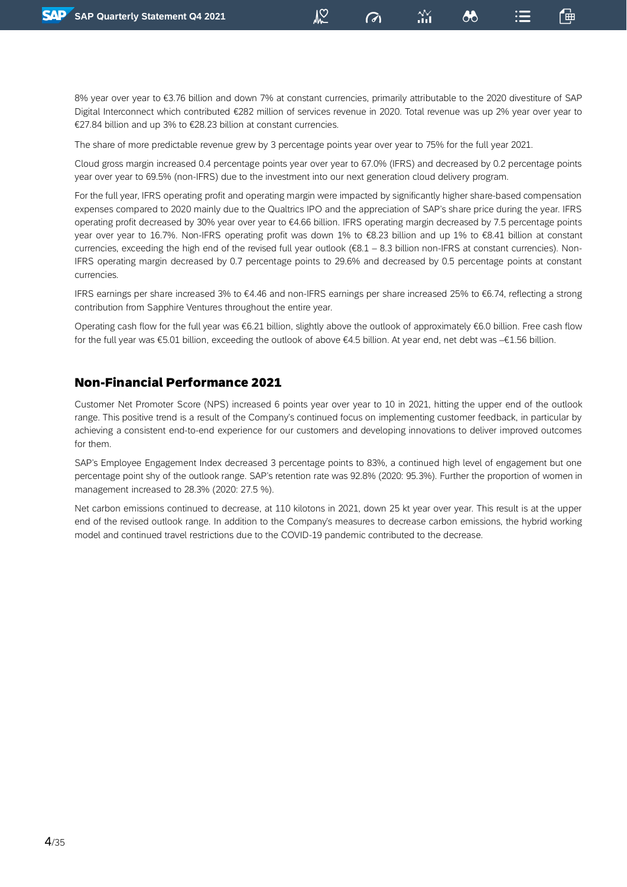8% year over year to €3.76 billion and down 7% at constant currencies, primarily attributable to the 2020 divestiture of SAP Digital Interconnect which contributed €282 million of services revenue in 2020. Total revenue was up 2% year over year to €27.84 billion and up 3% to €28.23 billion at constant currencies.

The share of more predictable revenue grew by 3 percentage points year over year to 75% for the full year 2021.

Cloud gross margin increased 0.4 percentage points year over year to 67.0% (IFRS) and decreased by 0.2 percentage points year over year to 69.5% (non-IFRS) due to the investment into our next generation cloud delivery program.

For the full year, IFRS operating profit and operating margin were impacted by significantly higher share-based compensation expenses compared to 2020 mainly due to the Qualtrics IPO and the appreciation of SAP's share price during the year. IFRS operating profit decreased by 30% year over year to €4.66 billion. IFRS operating margin decreased by 7.5 percentage points year over year to 16.7%. Non-IFRS operating profit was down 1% to €8.23 billion and up 1% to €8.41 billion at constant currencies, exceeding the high end of the revised full year outlook (€8.1 – 8.3 billion non-IFRS at constant currencies). Non-IFRS operating margin decreased by 0.7 percentage points to 29.6% and decreased by 0.5 percentage points at constant currencies.

IFRS earnings per share increased 3% to €4.46 and non-IFRS earnings per share increased 25% to €6.74, reflecting a strong contribution from Sapphire Ventures throughout the entire year.

Operating cash flow for the full year was €6.21 billion, slightly above the outlook of approximately €6.0 billion. Free cash flow for the full year was €5.01 billion, exceeding the outlook of above €4.5 billion. At year end, net debt was –€1.56 billion.

## Non-Financial Performance 2021

Customer Net Promoter Score (NPS) increased 6 points year over year to 10 in 2021, hitting the upper end of the outlook range. This positive trend is a result of the Company's continued focus on implementing customer feedback, in particular by achieving a consistent end-to-end experience for our customers and developing innovations to deliver improved outcomes for them.

SAP's Employee Engagement Index decreased 3 percentage points to 83%, a continued high level of engagement but one percentage point shy of the outlook range. SAP's retention rate was 92.8% (2020: 95.3%). Further the proportion of women in management increased to 28.3% (2020: 27.5 %).

Net carbon emissions continued to decrease, at 110 kilotons in 2021, down 25 kt year over year. This result is at the upper end of the revised outlook range. In addition to the Company's measures to decrease carbon emissions, the hybrid working model and continued travel restrictions due to the COVID-19 pandemic contributed to the decrease.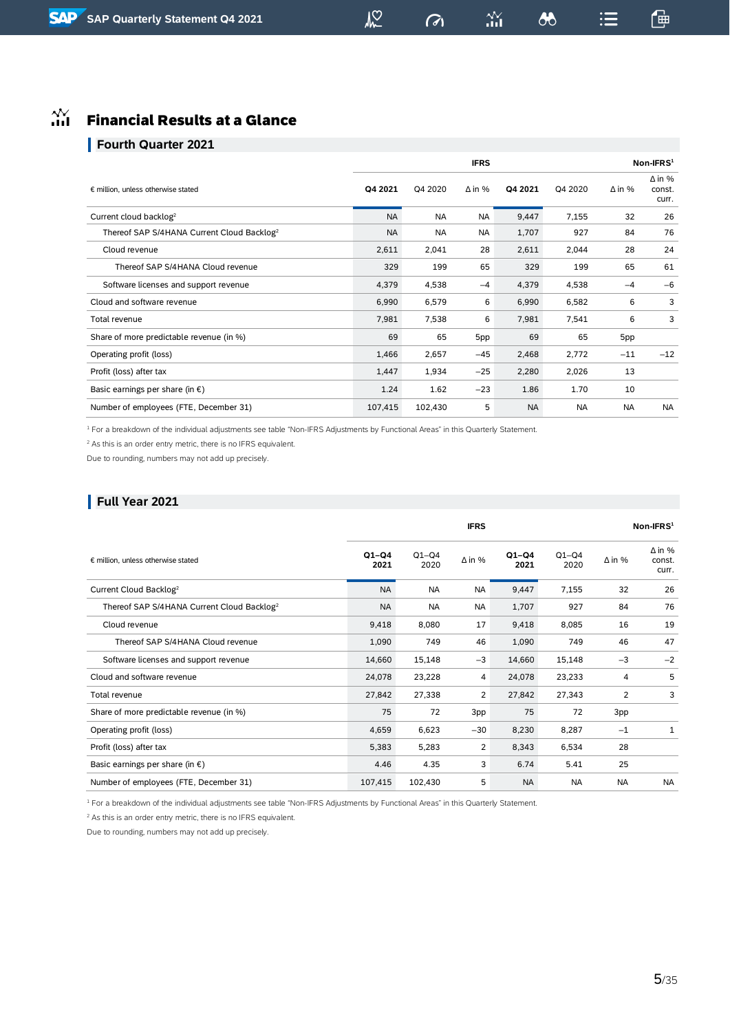# Financial Results at a Glance

## Fourth Quarter 2021

| € million, unless otherwise stated | IFRS | | | Non-IFRS[1] | | | |
|---|---|---|---|---|---|---|---|
| | **Q4 2021** | Q4 2020 | Δ in % | **Q4 2021** | Q4 2020 | Δ in % | Δ in % const. curr. |
| Current cloud backlog[2] | NA | NA | NA | 9,447 | 7,155 | 32 | 26 |
| Thereof SAP S/4HANA Current Cloud Backlog[2] | NA | NA | NA | 1,707 | 927 | 84 | 76 |
| Cloud revenue | 2,611 | 2,041 | 28 | 2,611 | 2,044 | 28 | 24 |
| Thereof SAP S/4HANA Cloud revenue | 329 | 199 | 65 | 329 | 199 | 65 | 61 |
| Software licenses and support revenue | 4,379 | 4,538 | −4 | 4,379 | 4,538 | −4 | −6 |
| Cloud and software revenue | 6,990 | 6,579 | 6 | 6,990 | 6,582 | 6 | 3 |
| Total revenue | 7,981 | 7,538 | 6 | 7,981 | 7,541 | 6 | 3 |
| Share of more predictable revenue (in %) | 69 | 65 | 5pp | 69 | 65 | 5pp | |
| Operating profit (loss) | 1,466 | 2,657 | −45 | 2,468 | 2,772 | −11 | −12 |
| Profit (loss) after tax | 1,447 | 1,934 | −25 | 2,280 | 2,026 | 13 | |
| Basic earnings per share (in €) | 1.24 | 1.62 | −23 | 1.86 | 1.70 | 10 | |
| Number of employees (FTE, December 31) | 107,415 | 102,430 | 5 | NA | NA | NA | NA |

[1] For a breakdown of the individual adjustments see table "Non-IFRS Adjustments by Functional Areas" in this Quarterly Statement.

[2] As this is an order entry metric, there is no IFRS equivalent.

Due to rounding, numbers may not add up precisely.

## Full Year 2021

| € million, unless otherwise stated | IFRS | | | Non-IFRS[1] | | | |
|---|---|---|---|---|---|---|---|
| | **Q1–Q4 2021** | Q1–Q4 2020 | Δ in % | **Q1–Q4 2021** | Q1–Q4 2020 | Δ in % | Δ in % const. curr. |
| Current Cloud Backlog[2] | NA | NA | NA | 9,447 | 7,155 | 32 | 26 |
| Thereof SAP S/4HANA Current Cloud Backlog[2] | NA | NA | NA | 1,707 | 927 | 84 | 76 |
| Cloud revenue | 9,418 | 8,080 | 17 | 9,418 | 8,085 | 16 | 19 |
| Thereof SAP S/4HANA Cloud revenue | 1,090 | 749 | 46 | 1,090 | 749 | 46 | 47 |
| Software licenses and support revenue | 14,660 | 15,148 | −3 | 14,660 | 15,148 | −3 | −2 |
| Cloud and software revenue | 24,078 | 23,228 | 4 | 24,078 | 23,233 | 4 | 5 |
| Total revenue | 27,842 | 27,338 | 2 | 27,842 | 27,343 | 2 | 3 |
| Share of more predictable revenue (in %) | 75 | 72 | 3pp | 75 | 72 | 3pp | |
| Operating profit (loss) | 4,659 | 6,623 | −30 | 8,230 | 8,287 | −1 | 1 |
| Profit (loss) after tax | 5,383 | 5,283 | 2 | 8,343 | 6,534 | 28 | |
| Basic earnings per share (in €) | 4.46 | 4.35 | 3 | 6.74 | 5.41 | 25 | |
| Number of employees (FTE, December 31) | 107,415 | 102,430 | 5 | NA | NA | NA | NA |

[1] For a breakdown of the individual adjustments see table "Non-IFRS Adjustments by Functional Areas" in this Quarterly Statement.

[2] As this is an order entry metric, there is no IFRS equivalent.

Due to rounding, numbers may not add up precisely.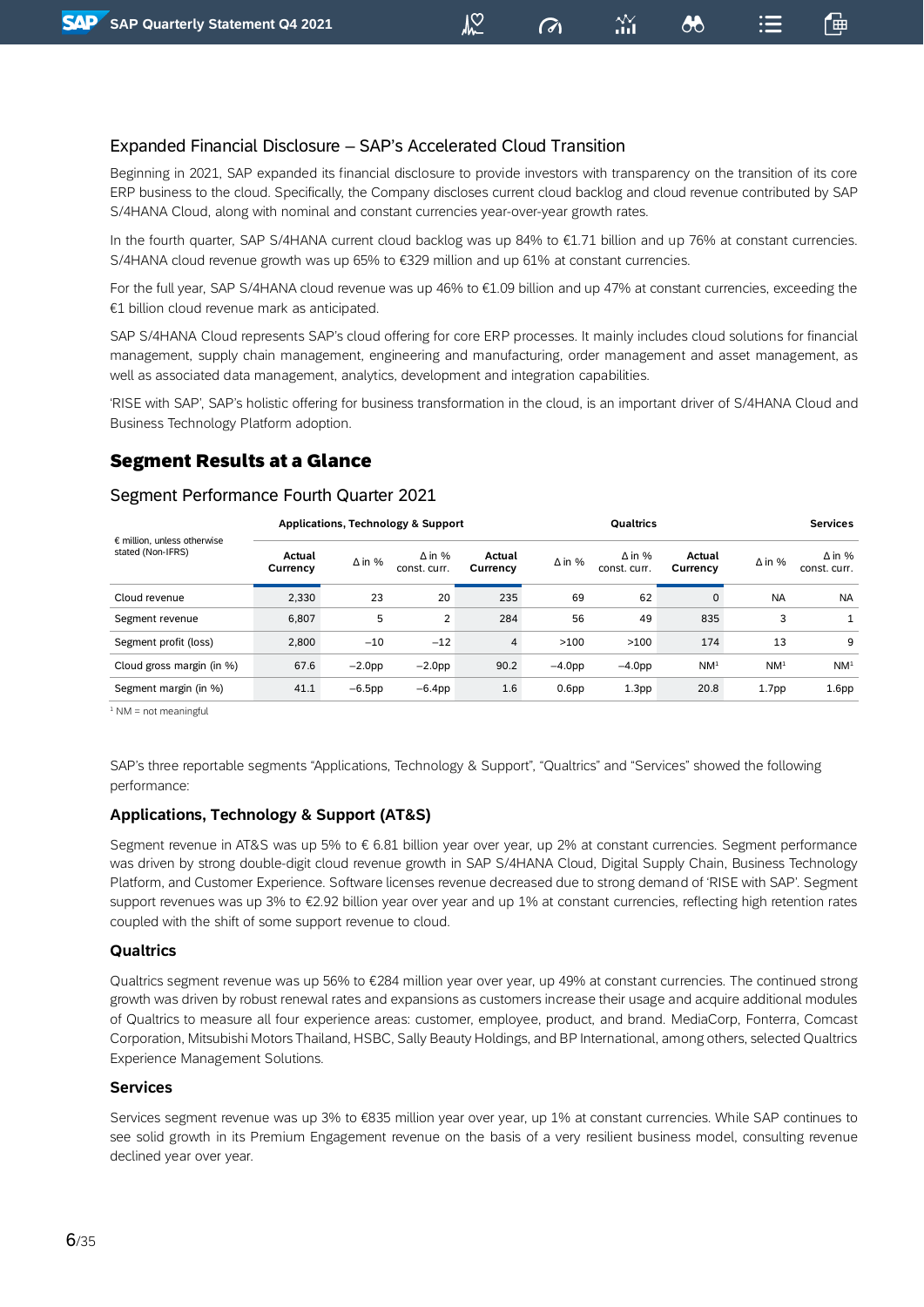## Expanded Financial Disclosure – SAP's Accelerated Cloud Transition

Beginning in 2021, SAP expanded its financial disclosure to provide investors with transparency on the transition of its core ERP business to the cloud. Specifically, the Company discloses current cloud backlog and cloud revenue contributed by SAP S/4HANA Cloud, along with nominal and constant currencies year-over-year growth rates.

In the fourth quarter, SAP S/4HANA current cloud backlog was up 84% to €1.71 billion and up 76% at constant currencies. S/4HANA cloud revenue growth was up 65% to €329 million and up 61% at constant currencies.

For the full year, SAP S/4HANA cloud revenue was up 46% to €1.09 billion and up 47% at constant currencies, exceeding the €1 billion cloud revenue mark as anticipated.

SAP S/4HANA Cloud represents SAP's cloud offering for core ERP processes. It mainly includes cloud solutions for financial management, supply chain management, engineering and manufacturing, order management and asset management, as well as associated data management, analytics, development and integration capabilities.

'RISE with SAP', SAP's holistic offering for business transformation in the cloud, is an important driver of S/4HANA Cloud and Business Technology Platform adoption.

# Segment Results at a Glance

## Segment Performance Fourth Quarter 2021

| € million, unless otherwise stated (Non-IFRS) | Applications, Technology & Support | | | Qualtrics | | | Services | | |
|---|---|---|---|---|---|---|---|---|---|
| | Actual Currency | Δ in % | Δ in % const. curr. | Actual Currency | Δ in % | Δ in % const. curr. | Actual Currency | Δ in % | Δ in % const. curr. |
| Cloud revenue | 2,330 | 23 | 20 | 235 | 69 | 62 | 0 | NA | NA |
| Segment revenue | 6,807 | 5 | 2 | 284 | 56 | 49 | 835 | 3 | 1 |
| Segment profit (loss) | 2,800 | −10 | −12 | 4 | >100 | >100 | 174 | 13 | 9 |
| Cloud gross margin (in %) | 67.6 | −2.0pp | −2.0pp | 90.2 | −4.0pp | −4.0pp | NM[1] | NM[1] | NM[1] |
| Segment margin (in %) | 41.1 | −6.5pp | −6.4pp | 1.6 | 0.6pp | 1.3pp | 20.8 | 1.7pp | 1.6pp |

[1] NM = not meaningful

SAP's three reportable segments "Applications, Technology & Support", "Qualtrics" and "Services" showed the following performance:

### Applications, Technology & Support (AT&S)

Segment revenue in AT&S was up 5% to € 6.81 billion year over year, up 2% at constant currencies. Segment performance was driven by strong double-digit cloud revenue growth in SAP S/4HANA Cloud, Digital Supply Chain, Business Technology Platform, and Customer Experience. Software licenses revenue decreased due to strong demand of 'RISE with SAP'. Segment support revenues was up 3% to €2.92 billion year over year and up 1% at constant currencies, reflecting high retention rates coupled with the shift of some support revenue to cloud.

### Qualtrics

Qualtrics segment revenue was up 56% to €284 million year over year, up 49% at constant currencies. The continued strong growth was driven by robust renewal rates and expansions as customers increase their usage and acquire additional modules of Qualtrics to measure all four experience areas: customer, employee, product, and brand. MediaCorp, Fonterra, Comcast Corporation, Mitsubishi Motors Thailand, HSBC, Sally Beauty Holdings, and BP International, among others, selected Qualtrics Experience Management Solutions.

### Services

Services segment revenue was up 3% to €835 million year over year, up 1% at constant currencies. While SAP continues to see solid growth in its Premium Engagement revenue on the basis of a very resilient business model, consulting revenue declined year over year.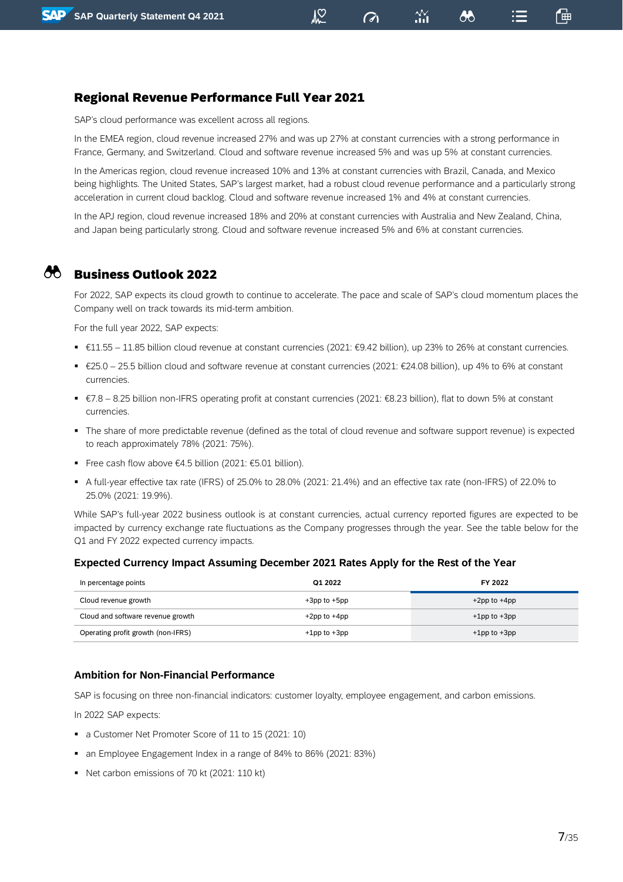## Regional Revenue Performance Full Year 2021

SAP's cloud performance was excellent across all regions.

In the EMEA region, cloud revenue increased 27% and was up 27% at constant currencies with a strong performance in France, Germany, and Switzerland. Cloud and software revenue increased 5% and was up 5% at constant currencies.

In the Americas region, cloud revenue increased 10% and 13% at constant currencies with Brazil, Canada, and Mexico being highlights. The United States, SAP's largest market, had a robust cloud revenue performance and a particularly strong acceleration in current cloud backlog. Cloud and software revenue increased 1% and 4% at constant currencies.

In the APJ region, cloud revenue increased 18% and 20% at constant currencies with Australia and New Zealand, China, and Japan being particularly strong. Cloud and software revenue increased 5% and 6% at constant currencies.

## Business Outlook 2022

For 2022, SAP expects its cloud growth to continue to accelerate. The pace and scale of SAP's cloud momentum places the Company well on track towards its mid-term ambition.

For the full year 2022, SAP expects:

- €11.55 – 11.85 billion cloud revenue at constant currencies (2021: €9.42 billion), up 23% to 26% at constant currencies.
- €25.0 – 25.5 billion cloud and software revenue at constant currencies (2021: €24.08 billion), up 4% to 6% at constant currencies.
- €7.8 – 8.25 billion non-IFRS operating profit at constant currencies (2021: €8.23 billion), flat to down 5% at constant currencies.
- The share of more predictable revenue (defined as the total of cloud revenue and software support revenue) is expected to reach approximately 78% (2021: 75%).
- Free cash flow above €4.5 billion (2021: €5.01 billion).
- A full-year effective tax rate (IFRS) of 25.0% to 28.0% (2021: 21.4%) and an effective tax rate (non-IFRS) of 22.0% to 25.0% (2021: 19.9%).

While SAP's full-year 2022 business outlook is at constant currencies, actual currency reported figures are expected to be impacted by currency exchange rate fluctuations as the Company progresses through the year. See the table below for the Q1 and FY 2022 expected currency impacts.

### Expected Currency Impact Assuming December 2021 Rates Apply for the Rest of the Year

| In percentage points | Q1 2022 | FY 2022 |
|---|---|---|
| Cloud revenue growth | +3pp to +5pp | +2pp to +4pp |
| Cloud and software revenue growth | +2pp to +4pp | +1pp to +3pp |
| Operating profit growth (non-IFRS) | +1pp to +3pp | +1pp to +3pp |

### Ambition for Non-Financial Performance

SAP is focusing on three non-financial indicators: customer loyalty, employee engagement, and carbon emissions.

In 2022 SAP expects:

- a Customer Net Promoter Score of 11 to 15 (2021: 10)
- an Employee Engagement Index in a range of 84% to 86% (2021: 83%)
- Net carbon emissions of 70 kt (2021: 110 kt)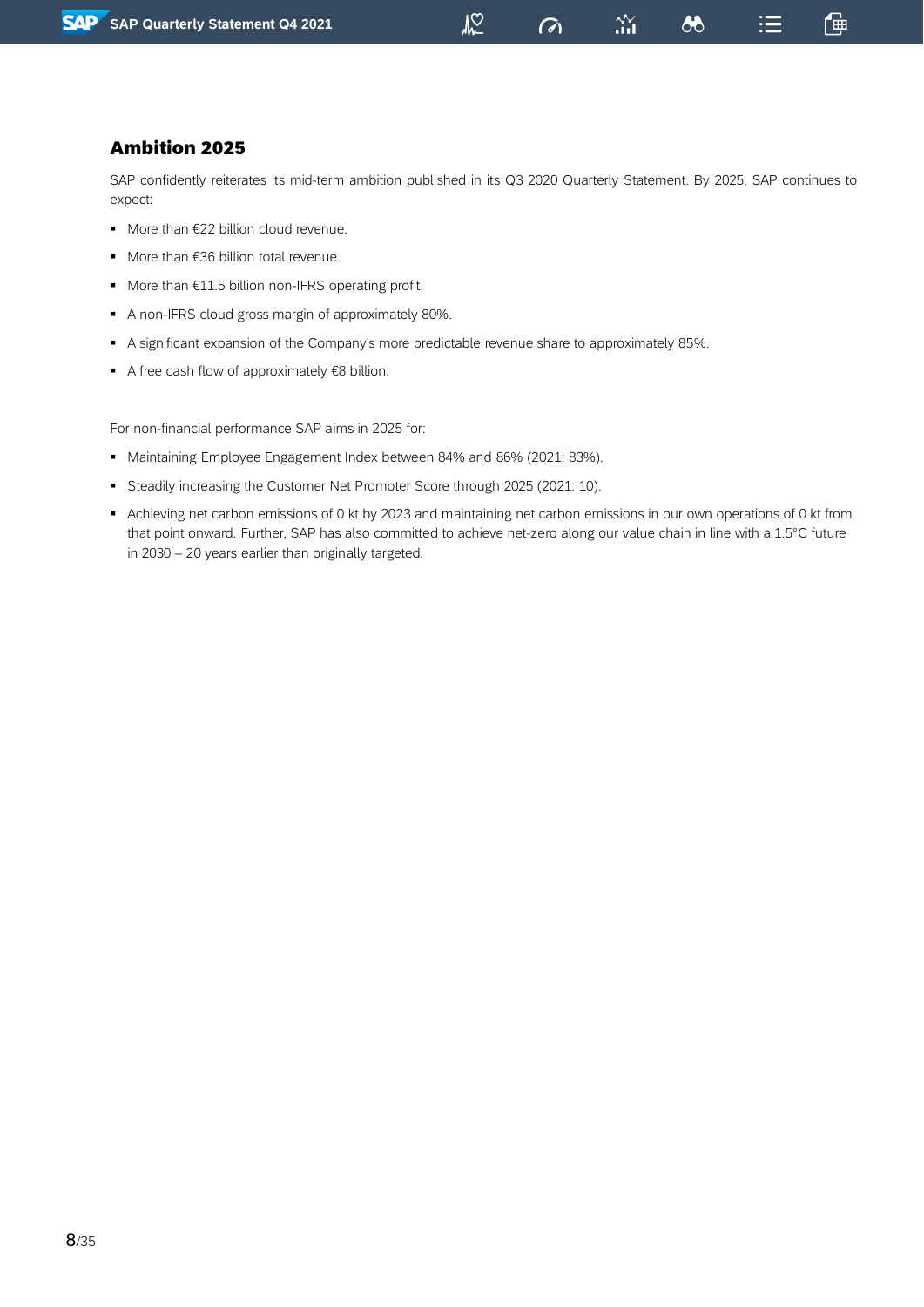## Ambition 2025

SAP confidently reiterates its mid-term ambition published in its Q3 2020 Quarterly Statement. By 2025, SAP continues to expect:

- More than €22 billion cloud revenue.
- More than €36 billion total revenue.
- More than €11.5 billion non-IFRS operating profit.
- A non-IFRS cloud gross margin of approximately 80%.
- A significant expansion of the Company's more predictable revenue share to approximately 85%.
- A free cash flow of approximately €8 billion.

For non-financial performance SAP aims in 2025 for:

- Maintaining Employee Engagement Index between 84% and 86% (2021: 83%).
- Steadily increasing the Customer Net Promoter Score through 2025 (2021: 10).
- Achieving net carbon emissions of 0 kt by 2023 and maintaining net carbon emissions in our own operations of 0 kt from that point onward. Further, SAP has also committed to achieve net-zero along our value chain in line with a 1.5°C future in 2030 – 20 years earlier than originally targeted.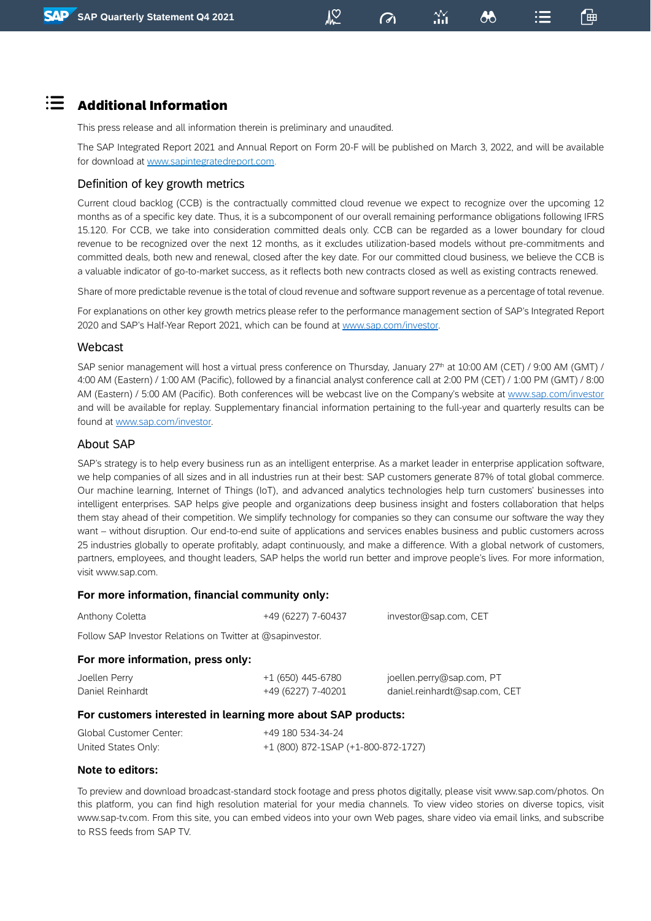# Additional Information

This press release and all information therein is preliminary and unaudited.

The SAP Integrated Report 2021 and Annual Report on Form 20-F will be published on March 3, 2022, and will be available for download at www.sapintegratedreport.com.

## Definition of key growth metrics

Current cloud backlog (CCB) is the contractually committed cloud revenue we expect to recognize over the upcoming 12 months as of a specific key date. Thus, it is a subcomponent of our overall remaining performance obligations following IFRS 15.120. For CCB, we take into consideration committed deals only. CCB can be regarded as a lower boundary for cloud revenue to be recognized over the next 12 months, as it excludes utilization-based models without pre-commitments and committed deals, both new and renewal, closed after the key date. For our committed cloud business, we believe the CCB is a valuable indicator of go-to-market success, as it reflects both new contracts closed as well as existing contracts renewed.

Share of more predictable revenue is the total of cloud revenue and software support revenue as a percentage of total revenue.

For explanations on other key growth metrics please refer to the performance management section of SAP's Integrated Report 2020 and SAP's Half-Year Report 2021, which can be found at www.sap.com/investor.

## Webcast

SAP senior management will host a virtual press conference on Thursday, January 27th at 10:00 AM (CET) / 9:00 AM (GMT) / 4:00 AM (Eastern) / 1:00 AM (Pacific), followed by a financial analyst conference call at 2:00 PM (CET) / 1:00 PM (GMT) / 8:00 AM (Eastern) / 5:00 AM (Pacific). Both conferences will be webcast live on the Company's website at www.sap.com/investor and will be available for replay. Supplementary financial information pertaining to the full-year and quarterly results can be found at www.sap.com/investor.

## About SAP

SAP's strategy is to help every business run as an intelligent enterprise. As a market leader in enterprise application software, we help companies of all sizes and in all industries run at their best: SAP customers generate 87% of total global commerce. Our machine learning, Internet of Things (IoT), and advanced analytics technologies help turn customers' businesses into intelligent enterprises. SAP helps give people and organizations deep business insight and fosters collaboration that helps them stay ahead of their competition. We simplify technology for companies so they can consume our software the way they want – without disruption. Our end-to-end suite of applications and services enables business and public customers across 25 industries globally to operate profitably, adapt continuously, and make a difference. With a global network of customers, partners, employees, and thought leaders, SAP helps the world run better and improve people's lives. For more information, visit www.sap.com.

**For more information, financial community only:**

| | | |
|---|---|---|
| Anthony Coletta | +49 (6227) 7-60437 | investor@sap.com, CET |

Follow SAP Investor Relations on Twitter at @sapinvestor.

**For more information, press only:**

| | | |
|---|---|---|
| Joellen Perry | +1 (650) 445-6780 | joellen.perry@sap.com, PT |
| Daniel Reinhardt | +49 (6227) 7-40201 | daniel.reinhardt@sap.com, CET |

**For customers interested in learning more about SAP products:**

| | |
|---|---|
| Global Customer Center: | +49 180 534-34-24 |
| United States Only: | +1 (800) 872-1SAP (+1-800-872-1727) |

**Note to editors:**

To preview and download broadcast-standard stock footage and press photos digitally, please visit www.sap.com/photos. On this platform, you can find high resolution material for your media channels. To view video stories on diverse topics, visit www.sap-tv.com. From this site, you can embed videos into your own Web pages, share video via email links, and subscribe to RSS feeds from SAP TV.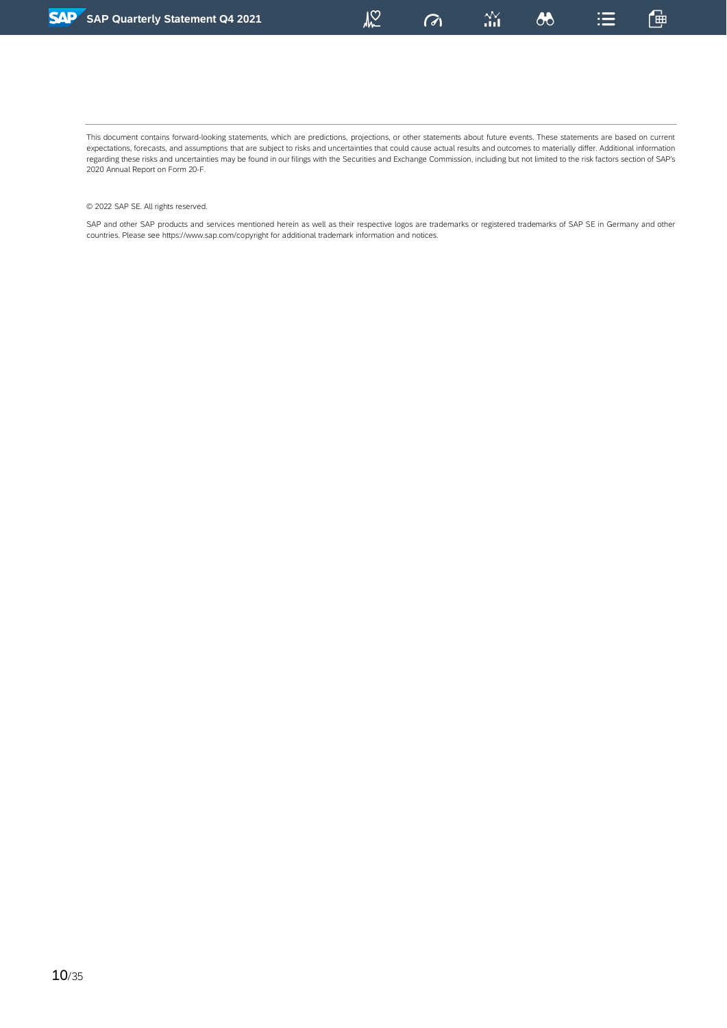This document contains forward-looking statements, which are predictions, projections, or other statements about future events. These statements are based on current expectations, forecasts, and assumptions that are subject to risks and uncertainties that could cause actual results and outcomes to materially differ. Additional information regarding these risks and uncertainties may be found in our filings with the Securities and Exchange Commission, including but not limited to the risk factors section of SAP's 2020 Annual Report on Form 20-F.

© 2022 SAP SE. All rights reserved.

SAP and other SAP products and services mentioned herein as well as their respective logos are trademarks or registered trademarks of SAP SE in Germany and other countries. Please see https://www.sap.com/copyright for additional trademark information and notices.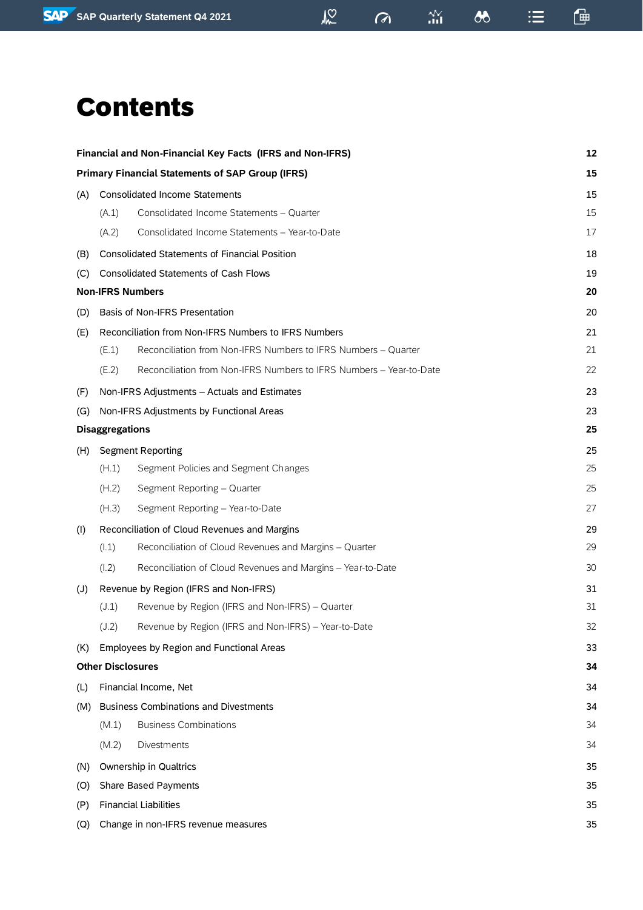# Contents

| | | |
|---|---|---|
| **Financial and Non-Financial Key Facts (IFRS and Non-IFRS)** | | **12** |
| **Primary Financial Statements of SAP Group (IFRS)** | | **15** |
| (A) | Consolidated Income Statements | 15 |
| | (A.1) Consolidated Income Statements – Quarter | 15 |
| | (A.2) Consolidated Income Statements – Year-to-Date | 17 |
| (B) | Consolidated Statements of Financial Position | 18 |
| (C) | Consolidated Statements of Cash Flows | 19 |
| **Non-IFRS Numbers** | | **20** |
| (D) | Basis of Non-IFRS Presentation | 20 |
| (E) | Reconciliation from Non-IFRS Numbers to IFRS Numbers | 21 |
| | (E.1) Reconciliation from Non-IFRS Numbers to IFRS Numbers – Quarter | 21 |
| | (E.2) Reconciliation from Non-IFRS Numbers to IFRS Numbers – Year-to-Date | 22 |
| (F) | Non-IFRS Adjustments – Actuals and Estimates | 23 |
| (G) | Non-IFRS Adjustments by Functional Areas | 23 |
| **Disaggregations** | | **25** |
| (H) | Segment Reporting | 25 |
| | (H.1) Segment Policies and Segment Changes | 25 |
| | (H.2) Segment Reporting – Quarter | 25 |
| | (H.3) Segment Reporting – Year-to-Date | 27 |
| (I) | Reconciliation of Cloud Revenues and Margins | 29 |
| | (I.1) Reconciliation of Cloud Revenues and Margins – Quarter | 29 |
| | (I.2) Reconciliation of Cloud Revenues and Margins – Year-to-Date | 30 |
| (J) | Revenue by Region (IFRS and Non-IFRS) | 31 |
| | (J.1) Revenue by Region (IFRS and Non-IFRS) – Quarter | 31 |
| | (J.2) Revenue by Region (IFRS and Non-IFRS) – Year-to-Date | 32 |
| (K) | Employees by Region and Functional Areas | 33 |
| **Other Disclosures** | | **34** |
| (L) | Financial Income, Net | 34 |
| (M) | Business Combinations and Divestments | 34 |
| | (M.1) Business Combinations | 34 |
| | (M.2) Divestments | 34 |
| (N) | Ownership in Qualtrics | 35 |
| (O) | Share Based Payments | 35 |
| (P) | Financial Liabilities | 35 |
| (Q) | Change in non-IFRS revenue measures | 35 |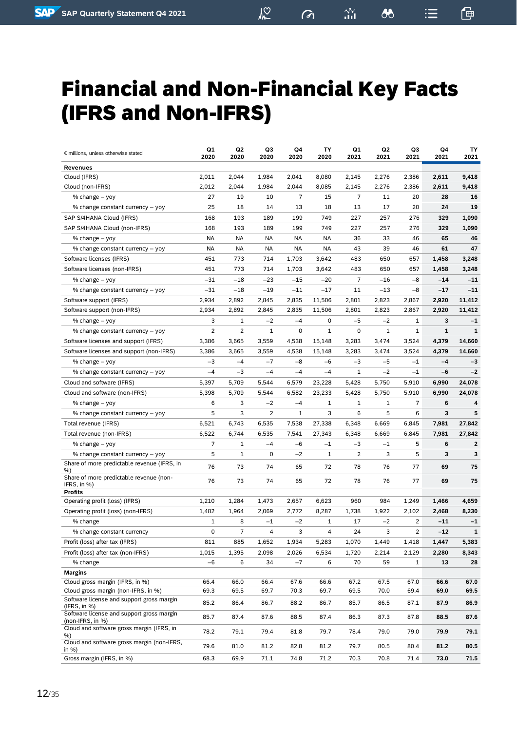# Financial and Non-Financial Key Facts (IFRS and Non-IFRS)

| € millions, unless otherwise stated | Q1 2020 | Q2 2020 | Q3 2020 | Q4 2020 | TY 2020 | Q1 2021 | Q2 2021 | Q3 2021 | Q4 2021 | TY 2021 |
|---|---|---|---|---|---|---|---|---|---|---|
| **Revenues** | | | | | | | | | | |
| Cloud (IFRS) | 2,011 | 2,044 | 1,984 | 2,041 | 8,080 | 2,145 | 2,276 | 2,386 | **2,611** | **9,418** |
| Cloud (non-IFRS) | 2,012 | 2,044 | 1,984 | 2,044 | 8,085 | 2,145 | 2,276 | 2,386 | **2,611** | **9,418** |
| % change – yoy | 27 | 19 | 10 | 7 | 15 | 7 | 11 | 20 | **28** | **16** |
| % change constant currency – yoy | 25 | 18 | 14 | 13 | 18 | 13 | 17 | 20 | **24** | **19** |
| SAP S/4HANA Cloud (IFRS) | 168 | 193 | 189 | 199 | 749 | 227 | 257 | 276 | **329** | **1,090** |
| SAP S/4HANA Cloud (non-IFRS) | 168 | 193 | 189 | 199 | 749 | 227 | 257 | 276 | **329** | **1,090** |
| % change – yoy | NA | NA | NA | NA | NA | 36 | 33 | 46 | **65** | **46** |
| % change constant currency – yoy | NA | NA | NA | NA | NA | 43 | 39 | 46 | **61** | **47** |
| Software licenses (IFRS) | 451 | 773 | 714 | 1,703 | 3,642 | 483 | 650 | 657 | **1,458** | **3,248** |
| Software licenses (non-IFRS) | 451 | 773 | 714 | 1,703 | 3,642 | 483 | 650 | 657 | **1,458** | **3,248** |
| % change – yoy | −31 | −18 | −23 | −15 | −20 | 7 | −16 | −8 | **−14** | **−11** |
| % change constant currency – yoy | −31 | −18 | −19 | −11 | −17 | 11 | −13 | −8 | **−17** | **−11** |
| Software support (IFRS) | 2,934 | 2,892 | 2,845 | 2,835 | 11,506 | 2,801 | 2,823 | 2,867 | **2,920** | **11,412** |
| Software support (non-IFRS) | 2,934 | 2,892 | 2,845 | 2,835 | 11,506 | 2,801 | 2,823 | 2,867 | **2,920** | **11,412** |
| % change – yoy | 3 | 1 | −2 | −4 | 0 | −5 | −2 | 1 | **3** | **−1** |
| % change constant currency – yoy | 2 | 2 | 1 | 0 | 1 | 0 | 1 | 1 | **1** | **1** |
| Software licenses and support (IFRS) | 3,386 | 3,665 | 3,559 | 4,538 | 15,148 | 3,283 | 3,474 | 3,524 | **4,379** | **14,660** |
| Software licenses and support (non-IFRS) | 3,386 | 3,665 | 3,559 | 4,538 | 15,148 | 3,283 | 3,474 | 3,524 | **4,379** | **14,660** |
| % change – yoy | −3 | −4 | −7 | −8 | −6 | −3 | −5 | −1 | **−4** | **−3** |
| % change constant currency – yoy | −4 | −3 | −4 | −4 | −4 | 1 | −2 | −1 | **−6** | **−2** |
| Cloud and software (IFRS) | 5,397 | 5,709 | 5,544 | 6,579 | 23,228 | 5,428 | 5,750 | 5,910 | **6,990** | **24,078** |
| Cloud and software (non-IFRS) | 5,398 | 5,709 | 5,544 | 6,582 | 23,233 | 5,428 | 5,750 | 5,910 | **6,990** | **24,078** |
| % change – yoy | 6 | 3 | −2 | −4 | 1 | 1 | 1 | 7 | **6** | **4** |
| % change constant currency – yoy | 5 | 3 | 2 | 1 | 3 | 6 | 5 | 6 | **3** | **5** |
| Total revenue (IFRS) | 6,521 | 6,743 | 6,535 | 7,538 | 27,338 | 6,348 | 6,669 | 6,845 | **7,981** | **27,842** |
| Total revenue (non-IFRS) | 6,522 | 6,744 | 6,535 | 7,541 | 27,343 | 6,348 | 6,669 | 6,845 | **7,981** | **27,842** |
| % change – yoy | 7 | 1 | −4 | −6 | −1 | −3 | −1 | 5 | **6** | **2** |
| % change constant currency – yoy | 5 | 1 | 0 | −2 | 1 | 2 | 3 | 5 | **3** | **3** |
| Share of more predictable revenue (IFRS, in %) | 76 | 73 | 74 | 65 | 72 | 78 | 76 | 77 | **69** | **75** |
| Share of more predictable revenue (non-IFRS, in %) | 76 | 73 | 74 | 65 | 72 | 78 | 76 | 77 | **69** | **75** |
| **Profits** | | | | | | | | | | |
| Operating profit (loss) (IFRS) | 1,210 | 1,284 | 1,473 | 2,657 | 6,623 | 960 | 984 | 1,249 | **1,466** | **4,659** |
| Operating profit (loss) (non-IFRS) | 1,482 | 1,964 | 2,069 | 2,772 | 8,287 | 1,738 | 1,922 | 2,102 | **2,468** | **8,230** |
| % change | 1 | 8 | −1 | −2 | 1 | 17 | −2 | 2 | **−11** | **−1** |
| % change constant currency | 0 | 7 | 4 | 3 | 4 | 24 | 3 | 2 | **−12** | **1** |
| Profit (loss) after tax (IFRS) | 811 | 885 | 1,652 | 1,934 | 5,283 | 1,070 | 1,449 | 1,418 | **1,447** | **5,383** |
| Profit (loss) after tax (non-IFRS) | 1,015 | 1,395 | 2,098 | 2,026 | 6,534 | 1,720 | 2,214 | 2,129 | **2,280** | **8,343** |
| % change | −6 | 6 | 34 | −7 | 6 | 70 | 59 | 1 | **13** | **28** |
| **Margins** | | | | | | | | | | |
| Cloud gross margin (IFRS, in %) | 66.4 | 66.0 | 66.4 | 67.6 | 66.6 | 67.2 | 67.5 | 67.0 | **66.6** | **67.0** |
| Cloud gross margin (non-IFRS, in %) | 69.3 | 69.5 | 69.7 | 70.3 | 69.7 | 69.5 | 70.0 | 69.4 | **69.0** | **69.5** |
| Software license and support gross margin (IFRS, in %) | 85.2 | 86.4 | 86.7 | 88.2 | 86.7 | 85.7 | 86.5 | 87.1 | **87.9** | **86.9** |
| Software license and support gross margin (non-IFRS, in %) | 85.7 | 87.4 | 87.6 | 88.5 | 87.4 | 86.3 | 87.3 | 87.8 | **88.5** | **87.6** |
| Cloud and software gross margin (IFRS, in %) | 78.2 | 79.1 | 79.4 | 81.8 | 79.7 | 78.4 | 79.0 | 79.0 | **79.9** | **79.1** |
| Cloud and software gross margin (non-IFRS, in %) | 79.6 | 81.0 | 81.2 | 82.8 | 81.2 | 79.7 | 80.5 | 80.4 | **81.2** | **80.5** |
| Gross margin (IFRS, in %) | 68.3 | 69.9 | 71.1 | 74.8 | 71.2 | 70.3 | 70.8 | 71.4 | **73.0** | **71.5** |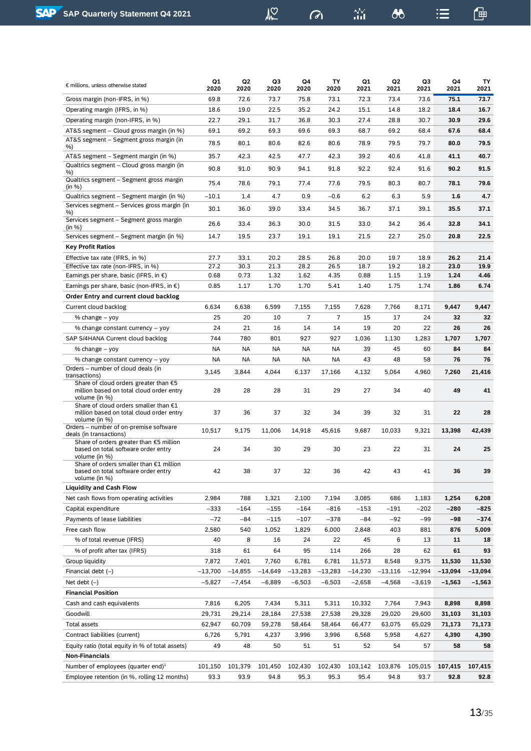| € millions, unless otherwise stated | Q1 2020 | Q2 2020 | Q3 2020 | Q4 2020 | TY 2020 | Q1 2021 | Q2 2021 | Q3 2021 | Q4 2021 | TY 2021 |
|---|---|---|---|---|---|---|---|---|---|---|
| Gross margin (non-IFRS, in %) | 69.8 | 72.6 | 73.7 | 75.8 | 73.1 | 72.3 | 73.4 | 73.6 | **75.1** | **73.7** |
| Operating margin (IFRS, in %) | 18.6 | 19.0 | 22.5 | 35.2 | 24.2 | 15.1 | 14.8 | 18.2 | **18.4** | **16.7** |
| Operating margin (non-IFRS, in %) | 22.7 | 29.1 | 31.7 | 36.8 | 30.3 | 27.4 | 28.8 | 30.7 | **30.9** | **29.6** |
| AT&S segment – Cloud gross margin (in %) | 69.1 | 69.2 | 69.3 | 69.6 | 69.3 | 68.7 | 69.2 | 68.4 | **67.6** | **68.4** |
| AT&S segment – Segment gross margin (in %) | 78.5 | 80.1 | 80.6 | 82.6 | 80.6 | 78.9 | 79.5 | 79.7 | **80.0** | **79.5** |
| AT&S segment – Segment margin (in %) | 35.7 | 42.3 | 42.5 | 47.7 | 42.3 | 39.2 | 40.6 | 41.8 | **41.1** | **40.7** |
| Qualtrics segment – Cloud gross margin (in %) | 90.8 | 91.0 | 90.9 | 94.1 | 91.8 | 92.2 | 92.4 | 91.6 | **90.2** | **91.5** |
| Qualtrics segment – Segment gross margin (in %) | 75.4 | 78.6 | 79.1 | 77.4 | 77.6 | 79.5 | 80.3 | 80.7 | **78.1** | **79.6** |
| Qualtrics segment – Segment margin (in %) | −10.1 | 1.4 | 4.7 | 0.9 | −0.6 | 6.2 | 6.3 | 5.9 | **1.6** | **4.7** |
| Services segment – Services gross margin (in %) | 30.1 | 36.0 | 39.0 | 33.4 | 34.5 | 36.7 | 37.1 | 39.1 | **35.5** | **37.1** |
| Services segment – Segment gross margin (in %) | 26.6 | 33.4 | 36.3 | 30.0 | 31.5 | 33.0 | 34.2 | 36.4 | **32.8** | **34.1** |
| Services segment – Segment margin (in %) | 14.7 | 19.5 | 23.7 | 19.1 | 19.1 | 21.5 | 22.7 | 25.0 | **20.8** | **22.5** |
| **Key Profit Ratios** | | | | | | | | | | |
| Effective tax rate (IFRS, in %) | 27.7 | 33.1 | 20.2 | 28.5 | 26.8 | 20.0 | 19.7 | 18.9 | **26.2** | **21.4** |
| Effective tax rate (non-IFRS, in %) | 27.2 | 30.3 | 21.3 | 28.2 | 26.5 | 18.7 | 19.2 | 18.2 | **23.0** | **19.9** |
| Earnings per share, basic (IFRS, in €) | 0.68 | 0.73 | 1.32 | 1.62 | 4.35 | 0.88 | 1.15 | 1.19 | **1.24** | **4.46** |
| Earnings per share, basic (non-IFRS, in €) | 0.85 | 1.17 | 1.70 | 1.70 | 5.41 | 1.40 | 1.75 | 1.74 | **1.86** | **6.74** |
| **Order Entry and current cloud backlog** | | | | | | | | | | |
| Current cloud backlog | 6,634 | 6,638 | 6,599 | 7,155 | 7,155 | 7,628 | 7,766 | 8,171 | **9,447** | **9,447** |
| % change – yoy | 25 | 20 | 10 | 7 | 7 | 15 | 17 | 24 | **32** | **32** |
| % change constant currency – yoy | 24 | 21 | 16 | 14 | 14 | 19 | 20 | 22 | **26** | **26** |
| SAP S/4HANA Current cloud backlog | 744 | 780 | 801 | 927 | 927 | 1,036 | 1,130 | 1,283 | **1,707** | **1,707** |
| % change – yoy | NA | NA | NA | NA | NA | 39 | 45 | 60 | **84** | **84** |
| % change constant currency – yoy | NA | NA | NA | NA | NA | 43 | 48 | 58 | **76** | **76** |
| Orders – number of cloud deals (in transactions) | 3,145 | 3,844 | 4,044 | 6,137 | 17,166 | 4,132 | 5,064 | 4,960 | **7,260** | **21,416** |
| Share of cloud orders greater than €5 million based on total cloud order entry volume (in %) | 28 | 28 | 28 | 31 | 29 | 27 | 34 | 40 | **49** | **41** |
| Share of cloud orders smaller than €1 million based on total cloud order entry volume (in %) | 37 | 36 | 37 | 32 | 34 | 39 | 32 | 31 | **22** | **28** |
| Orders – number of on-premise software deals (in transactions) | 10,517 | 9,175 | 11,006 | 14,918 | 45,616 | 9,687 | 10,033 | 9,321 | **13,398** | **42,439** |
| Share of orders greater than €5 million based on total software order entry volume (in %) | 24 | 34 | 30 | 29 | 30 | 23 | 22 | 31 | **24** | **25** |
| Share of orders smaller than €1 million based on total software order entry volume (in %) | 42 | 38 | 37 | 32 | 36 | 42 | 43 | 41 | **36** | **39** |
| **Liquidity and Cash Flow** | | | | | | | | | | |
| Net cash flows from operating activities | 2,984 | 788 | 1,321 | 2,100 | 7,194 | 3,085 | 686 | 1,183 | **1,254** | **6,208** |
| Capital expenditure | −333 | −164 | −155 | −164 | −816 | −153 | −191 | −202 | **−280** | **−825** |
| Payments of lease liabilities | −72 | −84 | −115 | −107 | −378 | −84 | −92 | −99 | **−98** | **−374** |
| Free cash flow | 2,580 | 540 | 1,052 | 1,829 | 6,000 | 2,848 | 403 | 881 | **876** | **5,009** |
| % of total revenue (IFRS) | 40 | 8 | 16 | 24 | 22 | 45 | 6 | 13 | **11** | **18** |
| % of profit after tax (IFRS) | 318 | 61 | 64 | 95 | 114 | 266 | 28 | 62 | **61** | **93** |
| Group liquidity | 7,872 | 7,401 | 7,760 | 6,781 | 6,781 | 11,573 | 8,548 | 9,375 | **11,530** | **11,530** |
| Financial debt (–) | −13,700 | −14,855 | −14,649 | −13,283 | −13,283 | −14,230 | −13,116 | −12,994 | **−13,094** | **−13,094** |
| Net debt (–) | −5,827 | −7,454 | −6,889 | −6,503 | −6,503 | −2,658 | −4,568 | −3,619 | **−1,563** | **−1,563** |
| **Financial Position** | | | | | | | | | | |
| Cash and cash equivalents | 7,816 | 6,205 | 7,434 | 5,311 | 5,311 | 10,332 | 7,764 | 7,943 | **8,898** | **8,898** |
| Goodwill | 29,731 | 29,214 | 28,184 | 27,538 | 27,538 | 29,328 | 29,020 | 29,600 | **31,103** | **31,103** |
| Total assets | 62,947 | 60,709 | 59,278 | 58,464 | 58,464 | 66,477 | 63,075 | 65,029 | **71,173** | **71,173** |
| Contract liabilities (current) | 6,726 | 5,791 | 4,237 | 3,996 | 3,996 | 6,568 | 5,958 | 4,627 | **4,390** | **4,390** |
| Equity ratio (total equity in % of total assets) | 49 | 48 | 50 | 51 | 51 | 52 | 54 | 57 | **58** | **58** |
| **Non-Financials** | | | | | | | | | | |
| Number of employees (quarter end)[1] | 101,150 | 101,379 | 101,450 | 102,430 | 102,430 | 103,142 | 103,876 | 105,015 | **107,415** | **107,415** |
| Employee retention (in %, rolling 12 months) | 93.3 | 93.9 | 94.8 | 95.3 | 95.3 | 95.4 | 94.8 | 93.7 | **92.8** | **92.8** |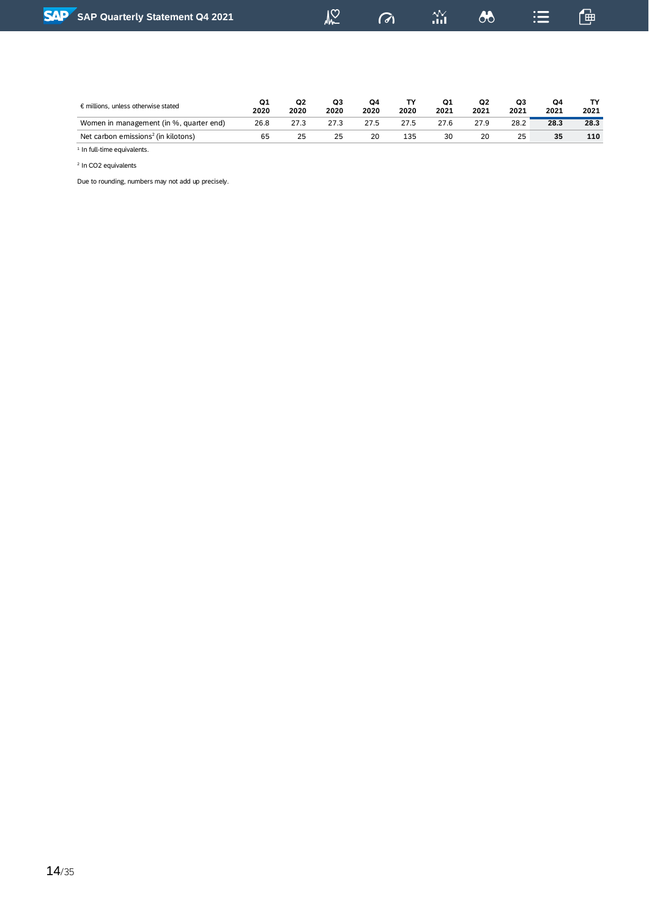| € millions, unless otherwise stated | Q1 2020 | Q2 2020 | Q3 2020 | Q4 2020 | TY 2020 | Q1 2021 | Q2 2021 | Q3 2021 | Q4 2021 | TY 2021 |
|---|---|---|---|---|---|---|---|---|---|---|
| Women in management (in %, quarter end) | 26.8 | 27.3 | 27.3 | 27.5 | 27.5 | 27.6 | 27.9 | 28.2 | **28.3** | **28.3** |
| Net carbon emissions[2] (in kilotons) | 65 | 25 | 25 | 20 | 135 | 30 | 20 | 25 | **35** | **110** |

[1] In full-time equivalents.

[2] In $CO_2$ equivalents

Due to rounding, numbers may not add up precisely.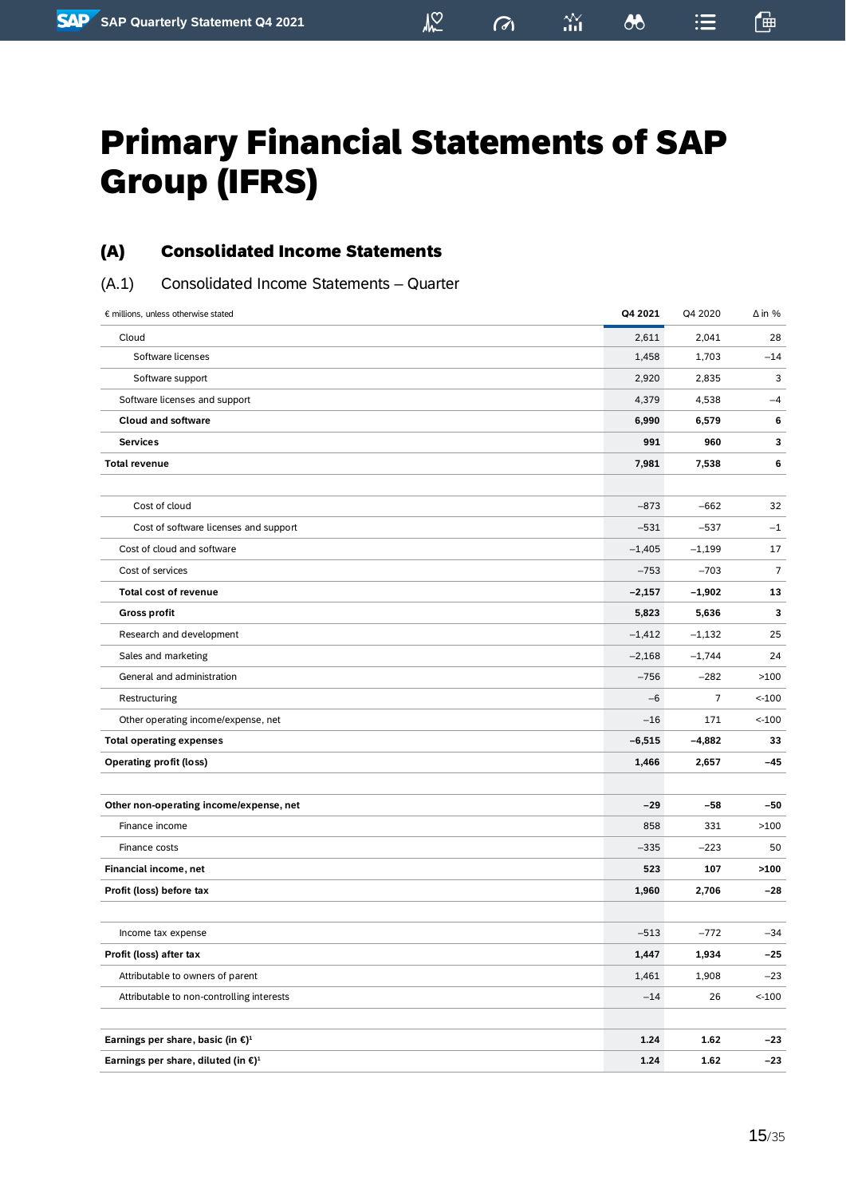# Primary Financial Statements of SAP Group (IFRS)

## (A) Consolidated Income Statements

### (A.1) Consolidated Income Statements – Quarter

| € millions, unless otherwise stated | Q4 2021 | Q4 2020 | ∆ in % |
|---|---|---|---|
| Cloud | 2,611 | 2,041 | 28 |
| Software licenses | 1,458 | 1,703 | –14 |
| Software support | 2,920 | 2,835 | 3 |
| Software licenses and support | 4,379 | 4,538 | –4 |
| **Cloud and software** | **6,990** | **6,579** | **6** |
| **Services** | **991** | **960** | **3** |
| **Total revenue** | **7,981** | **7,538** | **6** |
| | | | |
| Cost of cloud | –873 | –662 | 32 |
| Cost of software licenses and support | –531 | –537 | –1 |
| Cost of cloud and software | –1,405 | –1,199 | 17 |
| Cost of services | –753 | –703 | 7 |
| **Total cost of revenue** | **–2,157** | **–1,902** | **13** |
| **Gross profit** | **5,823** | **5,636** | **3** |
| Research and development | –1,412 | –1,132 | 25 |
| Sales and marketing | –2,168 | –1,744 | 24 |
| General and administration | –756 | –282 | >100 |
| Restructuring | –6 | 7 | <-100 |
| Other operating income/expense, net | –16 | 171 | <-100 |
| **Total operating expenses** | **–6,515** | **–4,882** | **33** |
| **Operating profit (loss)** | **1,466** | **2,657** | **–45** |
| | | | |
| **Other non-operating income/expense, net** | **–29** | **–58** | **–50** |
| Finance income | 858 | 331 | >100 |
| Finance costs | –335 | –223 | 50 |
| **Financial income, net** | **523** | **107** | **>100** |
| **Profit (loss) before tax** | **1,960** | **2,706** | **–28** |
| | | | |
| Income tax expense | –513 | –772 | –34 |
| **Profit (loss) after tax** | **1,447** | **1,934** | **–25** |
| Attributable to owners of parent | 1,461 | 1,908 | –23 |
| Attributable to non-controlling interests | –14 | 26 | <-100 |
| | | | |
| **Earnings per share, basic (in €)[1]** | **1.24** | **1.62** | **–23** |
| **Earnings per share, diluted (in €)[1]** | **1.24** | **1.62** | **–23** |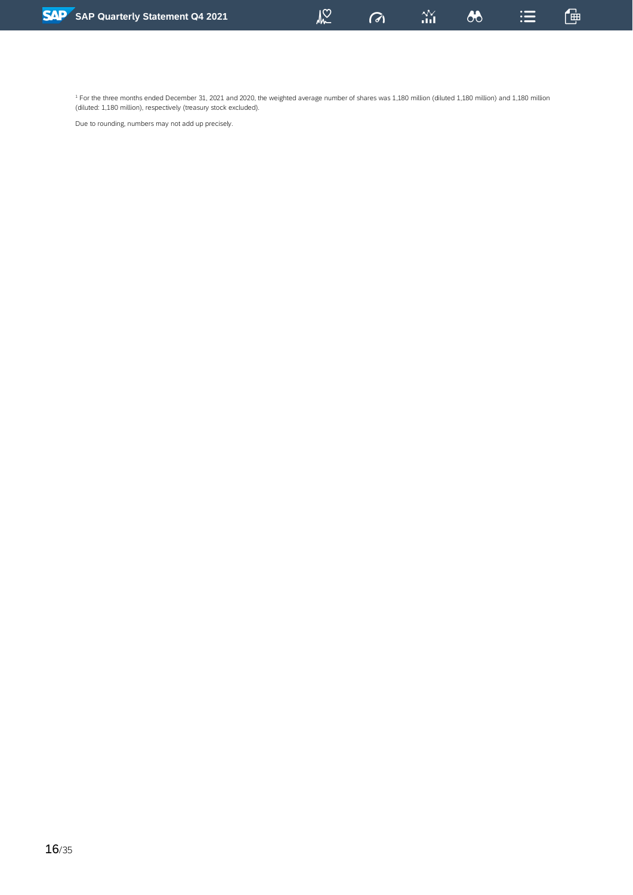[1] For the three months ended December 31, 2021 and 2020, the weighted average number of shares was 1,180 million (diluted 1,180 million) and 1,180 million (diluted: 1,180 million), respectively (treasury stock excluded).

Due to rounding, numbers may not add up precisely.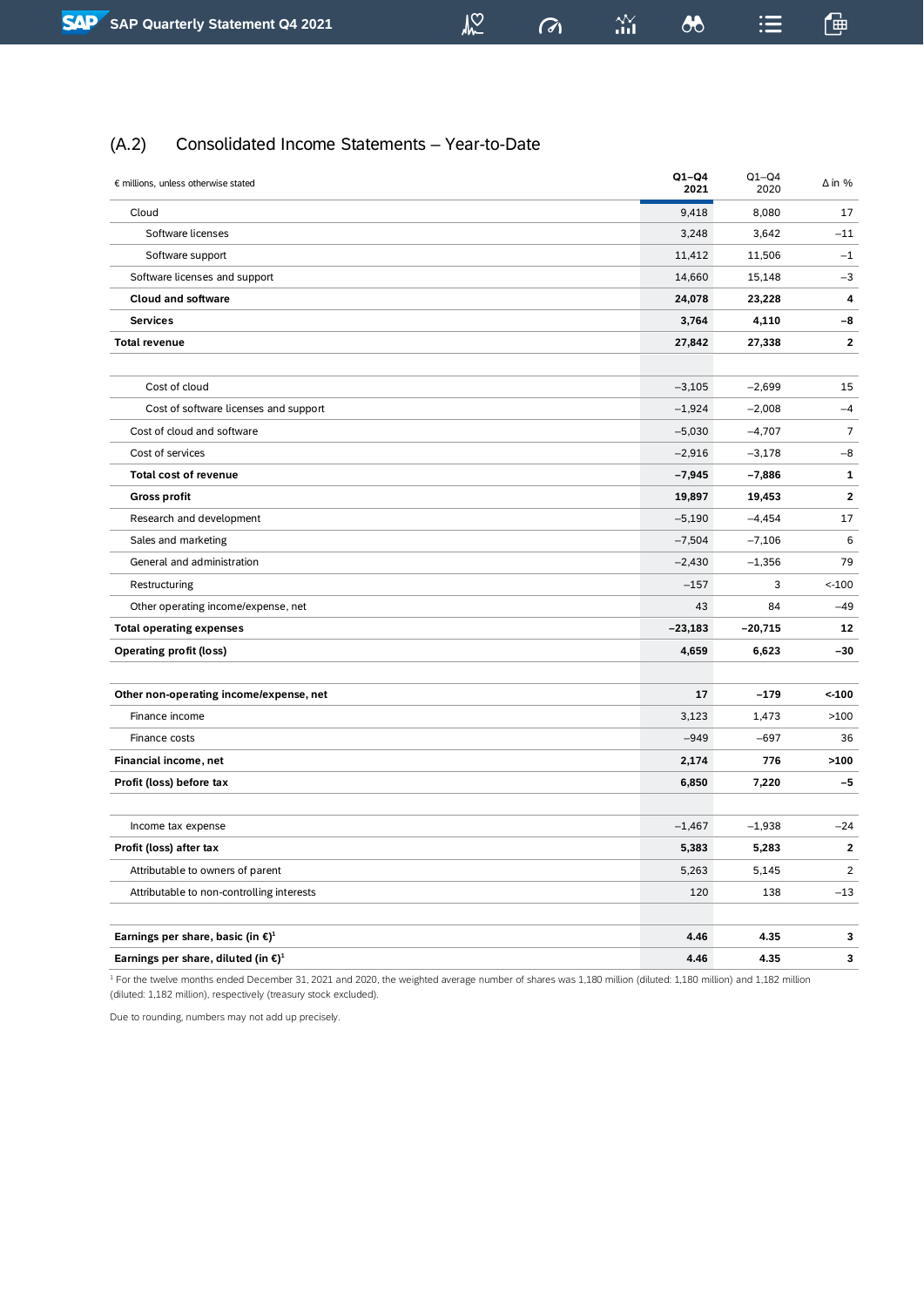## (A.2) Consolidated Income Statements – Year-to-Date

| € millions, unless otherwise stated | Q1–Q4 2021 | Q1–Q4 2020 | Δ in % |
|---|---|---|---|
| Cloud | 9,418 | 8,080 | 17 |
| Software licenses | 3,248 | 3,642 | –11 |
| Software support | 11,412 | 11,506 | –1 |
| Software licenses and support | 14,660 | 15,148 | –3 |
| **Cloud and software** | **24,078** | **23,228** | **4** |
| **Services** | **3,764** | **4,110** | **–8** |
| **Total revenue** | **27,842** | **27,338** | **2** |
| | | | |
| Cost of cloud | –3,105 | –2,699 | 15 |
| Cost of software licenses and support | –1,924 | –2,008 | –4 |
| Cost of cloud and software | –5,030 | –4,707 | 7 |
| Cost of services | –2,916 | –3,178 | –8 |
| **Total cost of revenue** | **–7,945** | **–7,886** | **1** |
| **Gross profit** | **19,897** | **19,453** | **2** |
| Research and development | –5,190 | –4,454 | 17 |
| Sales and marketing | –7,504 | –7,106 | 6 |
| General and administration | –2,430 | –1,356 | 79 |
| Restructuring | –157 | 3 | <-100 |
| Other operating income/expense, net | 43 | 84 | –49 |
| **Total operating expenses** | **–23,183** | **–20,715** | **12** |
| **Operating profit (loss)** | **4,659** | **6,623** | **–30** |
| | | | |
| **Other non-operating income/expense, net** | **17** | **–179** | **<-100** |
| Finance income | 3,123 | 1,473 | >100 |
| Finance costs | –949 | –697 | 36 |
| **Financial income, net** | **2,174** | **776** | **>100** |
| **Profit (loss) before tax** | **6,850** | **7,220** | **–5** |
| | | | |
| Income tax expense | –1,467 | –1,938 | –24 |
| **Profit (loss) after tax** | **5,383** | **5,283** | **2** |
| Attributable to owners of parent | 5,263 | 5,145 | 2 |
| Attributable to non-controlling interests | 120 | 138 | –13 |
| | | | |
| **Earnings per share, basic (in €)**[1] | **4.46** | **4.35** | **3** |
| **Earnings per share, diluted (in €)**[1] | **4.46** | **4.35** | **3** |

[1] For the twelve months ended December 31, 2021 and 2020, the weighted average number of shares was 1,180 million (diluted: 1,180 million) and 1,182 million (diluted: 1,182 million), respectively (treasury stock excluded).

Due to rounding, numbers may not add up precisely.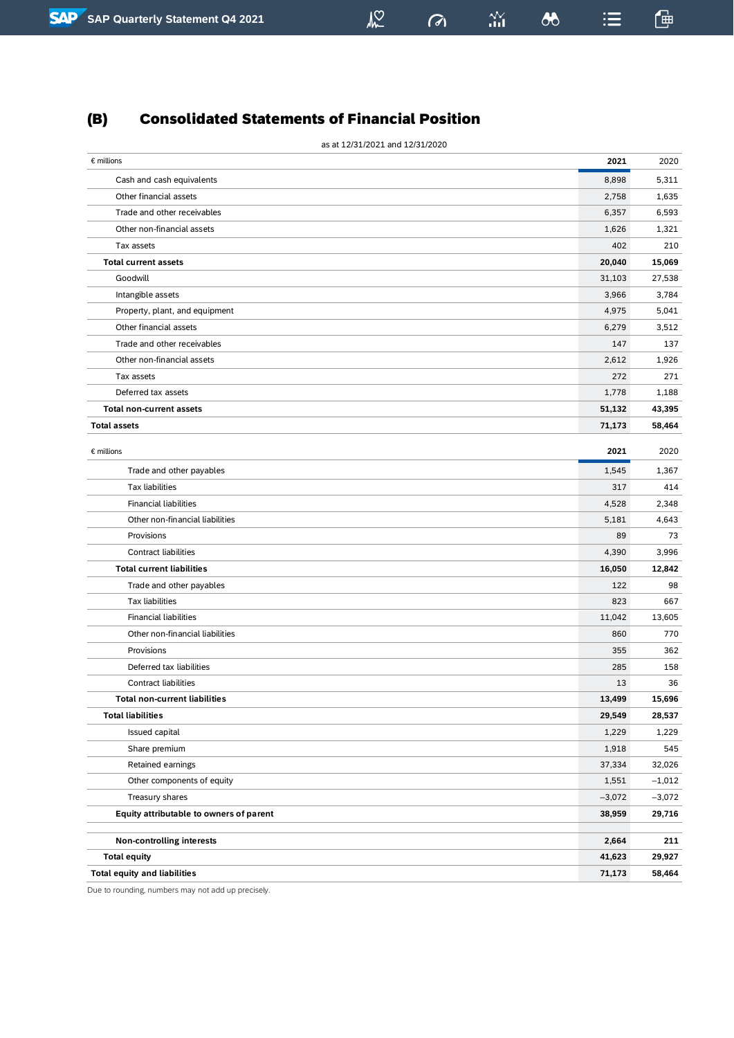## (B) Consolidated Statements of Financial Position

as at 12/31/2021 and 12/31/2020

| € millions | 2021 | 2020 |
|---|---|---|
| Cash and cash equivalents | 8,898 | 5,311 |
| Other financial assets | 2,758 | 1,635 |
| Trade and other receivables | 6,357 | 6,593 |
| Other non-financial assets | 1,626 | 1,321 |
| Tax assets | 402 | 210 |
| **Total current assets** | **20,040** | **15,069** |
| Goodwill | 31,103 | 27,538 |
| Intangible assets | 3,966 | 3,784 |
| Property, plant, and equipment | 4,975 | 5,041 |
| Other financial assets | 6,279 | 3,512 |
| Trade and other receivables | 147 | 137 |
| Other non-financial assets | 2,612 | 1,926 |
| Tax assets | 272 | 271 |
| Deferred tax assets | 1,778 | 1,188 |
| **Total non-current assets** | **51,132** | **43,395** |
| **Total assets** | **71,173** | **58,464** |

| € millions | 2021 | 2020 |
|---|---|---|
| Trade and other payables | 1,545 | 1,367 |
| Tax liabilities | 317 | 414 |
| Financial liabilities | 4,528 | 2,348 |
| Other non-financial liabilities | 5,181 | 4,643 |
| Provisions | 89 | 73 |
| Contract liabilities | 4,390 | 3,996 |
| **Total current liabilities** | **16,050** | **12,842** |
| Trade and other payables | 122 | 98 |
| Tax liabilities | 823 | 667 |
| Financial liabilities | 11,042 | 13,605 |
| Other non-financial liabilities | 860 | 770 |
| Provisions | 355 | 362 |
| Deferred tax liabilities | 285 | 158 |
| Contract liabilities | 13 | 36 |
| **Total non-current liabilities** | **13,499** | **15,696** |
| **Total liabilities** | **29,549** | **28,537** |
| Issued capital | 1,229 | 1,229 |
| Share premium | 1,918 | 545 |
| Retained earnings | 37,334 | 32,026 |
| Other components of equity | 1,551 | –1,012 |
| Treasury shares | –3,072 | –3,072 |
| **Equity attributable to owners of parent** | **38,959** | **29,716** |
| | | |
| **Non-controlling interests** | **2,664** | **211** |
| **Total equity** | **41,623** | **29,927** |
| **Total equity and liabilities** | **71,173** | **58,464** |

Due to rounding, numbers may not add up precisely.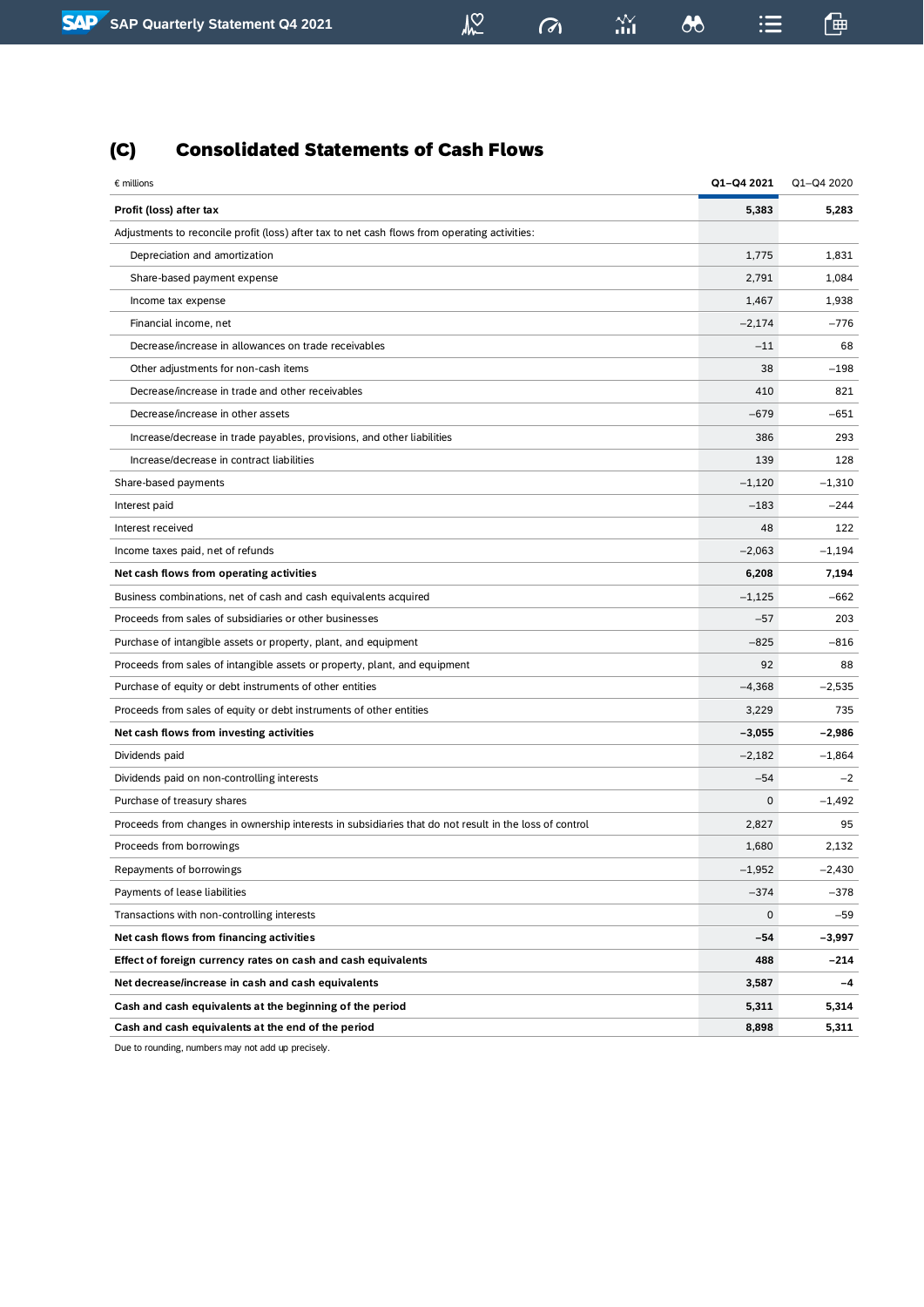## (C) Consolidated Statements of Cash Flows

| € millions | Q1–Q4 2021 | Q1–Q4 2020 |
|---|---|---|
| **Profit (loss) after tax** | **5,383** | **5,283** |
| Adjustments to reconcile profit (loss) after tax to net cash flows from operating activities: | | |
| Depreciation and amortization | 1,775 | 1,831 |
| Share-based payment expense | 2,791 | 1,084 |
| Income tax expense | 1,467 | 1,938 |
| Financial income, net | –2,174 | –776 |
| Decrease/increase in allowances on trade receivables | –11 | 68 |
| Other adjustments for non-cash items | 38 | –198 |
| Decrease/increase in trade and other receivables | 410 | 821 |
| Decrease/increase in other assets | –679 | –651 |
| Increase/decrease in trade payables, provisions, and other liabilities | 386 | 293 |
| Increase/decrease in contract liabilities | 139 | 128 |
| Share-based payments | –1,120 | –1,310 |
| Interest paid | –183 | –244 |
| Interest received | 48 | 122 |
| Income taxes paid, net of refunds | –2,063 | –1,194 |
| **Net cash flows from operating activities** | **6,208** | **7,194** |
| Business combinations, net of cash and cash equivalents acquired | –1,125 | –662 |
| Proceeds from sales of subsidiaries or other businesses | –57 | 203 |
| Purchase of intangible assets or property, plant, and equipment | –825 | –816 |
| Proceeds from sales of intangible assets or property, plant, and equipment | 92 | 88 |
| Purchase of equity or debt instruments of other entities | –4,368 | –2,535 |
| Proceeds from sales of equity or debt instruments of other entities | 3,229 | 735 |
| **Net cash flows from investing activities** | **–3,055** | **–2,986** |
| Dividends paid | –2,182 | –1,864 |
| Dividends paid on non-controlling interests | –54 | –2 |
| Purchase of treasury shares | 0 | –1,492 |
| Proceeds from changes in ownership interests in subsidiaries that do not result in the loss of control | 2,827 | 95 |
| Proceeds from borrowings | 1,680 | 2,132 |
| Repayments of borrowings | –1,952 | –2,430 |
| Payments of lease liabilities | –374 | –378 |
| Transactions with non-controlling interests | 0 | –59 |
| **Net cash flows from financing activities** | **–54** | **–3,997** |
| **Effect of foreign currency rates on cash and cash equivalents** | **488** | **–214** |
| **Net decrease/increase in cash and cash equivalents** | **3,587** | **–4** |
| **Cash and cash equivalents at the beginning of the period** | **5,311** | **5,314** |
| **Cash and cash equivalents at the end of the period** | **8,898** | **5,311** |

Due to rounding, numbers may not add up precisely.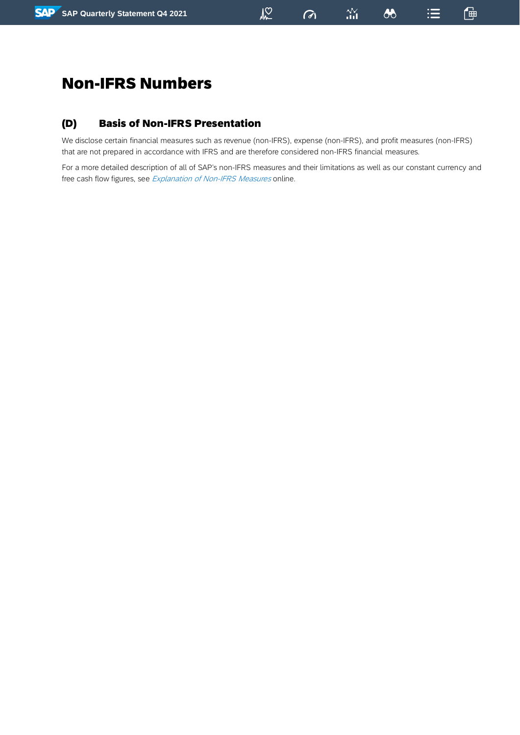# Non-IFRS Numbers

## (D) Basis of Non-IFRS Presentation

We disclose certain financial measures such as revenue (non-IFRS), expense (non-IFRS), and profit measures (non-IFRS) that are not prepared in accordance with IFRS and are therefore considered non-IFRS financial measures.

For a more detailed description of all of SAP's non-IFRS measures and their limitations as well as our constant currency and free cash flow figures, see *Explanation of Non-IFRS Measures* online.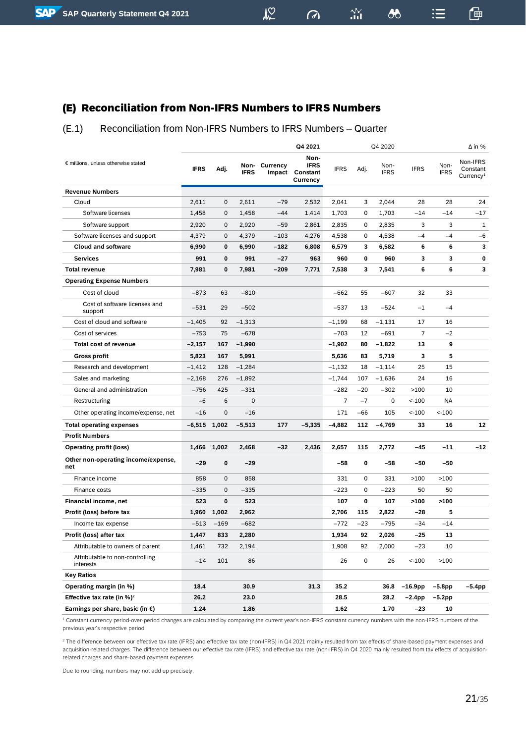## (E) Reconciliation from Non-IFRS Numbers to IFRS Numbers

### (E.1) Reconciliation from Non-IFRS Numbers to IFRS Numbers – Quarter

| € millions, unless otherwise stated | Q4 2021 | | | | | Q4 2020 | | | Δ in % | | |
|---|---|---|---|---|---|---|---|---|---|---|---|
| | IFRS | Adj. | Non-IFRS | Currency Impact | Non-IFRS Constant Currency | IFRS | Adj. | Non-IFRS | IFRS | Non-IFRS | Non-IFRS Constant Currency[1] |
| **Revenue Numbers** | | | | | | | | | | | |
| Cloud | 2,611 | 0 | 2,611 | −79 | 2,532 | 2,041 | 3 | 2,044 | 28 | 28 | 24 |
| Software licenses | 1,458 | 0 | 1,458 | −44 | 1,414 | 1,703 | 0 | 1,703 | −14 | −14 | −17 |
| Software support | 2,920 | 0 | 2,920 | −59 | 2,861 | 2,835 | 0 | 2,835 | 3 | 3 | 1 |
| Software licenses and support | 4,379 | 0 | 4,379 | −103 | 4,276 | 4,538 | 0 | 4,538 | −4 | −4 | −6 |
| **Cloud and software** | **6,990** | **0** | **6,990** | **−182** | **6,808** | **6,579** | **3** | **6,582** | **6** | **6** | **3** |
| **Services** | **991** | **0** | **991** | **−27** | **963** | **960** | **0** | **960** | **3** | **3** | **0** |
| **Total revenue** | **7,981** | **0** | **7,981** | **−209** | **7,771** | **7,538** | **3** | **7,541** | **6** | **6** | **3** |
| **Operating Expense Numbers** | | | | | | | | | | | |
| Cost of cloud | −873 | 63 | −810 | | | −662 | 55 | −607 | 32 | 33 | |
| Cost of software licenses and support | −531 | 29 | −502 | | | −537 | 13 | −524 | −1 | −4 | |
| Cost of cloud and software | −1,405 | 92 | −1,313 | | | −1,199 | 68 | −1,131 | 17 | 16 | |
| Cost of services | −753 | 75 | −678 | | | −703 | 12 | −691 | 7 | −2 | |
| **Total cost of revenue** | **−2,157** | **167** | **−1,990** | | | **−1,902** | **80** | **−1,822** | **13** | **9** | |
| **Gross profit** | **5,823** | **167** | **5,991** | | | **5,636** | **83** | **5,719** | **3** | **5** | |
| Research and development | −1,412 | 128 | −1,284 | | | −1,132 | 18 | −1,114 | 25 | 15 | |
| Sales and marketing | −2,168 | 276 | −1,892 | | | −1,744 | 107 | −1,636 | 24 | 16 | |
| General and administration | −756 | 425 | −331 | | | −282 | −20 | −302 | >100 | 10 | |
| Restructuring | −6 | 6 | 0 | | | 7 | −7 | 0 | <-100 | NA | |
| Other operating income/expense, net | −16 | 0 | −16 | | | 171 | −66 | 105 | <-100 | <-100 | |
| **Total operating expenses** | **−6,515** | **1,002** | **−5,513** | **177** | **−5,335** | **−4,882** | **112** | **−4,769** | **33** | **16** | **12** |
| **Profit Numbers** | | | | | | | | | | | |
| **Operating profit (loss)** | **1,466** | **1,002** | **2,468** | **−32** | **2,436** | **2,657** | **115** | **2,772** | **−45** | **−11** | **−12** |
| **Other non-operating income/expense, net** | **−29** | **0** | **−29** | | | **−58** | **0** | **−58** | **−50** | **−50** | |
| Finance income | 858 | 0 | 858 | | | 331 | 0 | 331 | >100 | >100 | |
| Finance costs | −335 | 0 | −335 | | | −223 | 0 | −223 | 50 | 50 | |
| **Financial income, net** | **523** | **0** | **523** | | | **107** | **0** | **107** | **>100** | **>100** | |
| **Profit (loss) before tax** | **1,960** | **1,002** | **2,962** | | | **2,706** | **115** | **2,822** | **−28** | **5** | |
| Income tax expense | −513 | −169 | −682 | | | −772 | −23 | −795 | −34 | −14 | |
| **Profit (loss) after tax** | **1,447** | **833** | **2,280** | | | **1,934** | **92** | **2,026** | **−25** | **13** | |
| Attributable to owners of parent | 1,461 | 732 | 2,194 | | | 1,908 | 92 | 2,000 | −23 | 10 | |
| Attributable to non-controlling interests | −14 | 101 | 86 | | | 26 | 0 | 26 | <-100 | >100 | |
| **Key Ratios** | | | | | | | | | | | |
| **Operating margin (in %)** | **18.4** | | **30.9** | | **31.3** | **35.2** | | **36.8** | **−16.9pp** | **−5.8pp** | **−5.4pp** |
| **Effective tax rate (in %)[2]** | **26.2** | | **23.0** | | | **28.5** | | **28.2** | **−2.4pp** | **−5.2pp** | |
| **Earnings per share, basic (in €)** | **1.24** | | **1.86** | | | **1.62** | | **1.70** | **−23** | **10** | |

[1] Constant currency period-over-period changes are calculated by comparing the current year's non-IFRS constant currency numbers with the non-IFRS numbers of the previous year's respective period.

[2] The difference between our effective tax rate (IFRS) and effective tax rate (non-IFRS) in Q4 2021 mainly resulted from tax effects of share-based payment expenses and acquisition-related charges. The difference between our effective tax rate (IFRS) and effective tax rate (non-IFRS) in Q4 2020 mainly resulted from tax effects of acquisition-related charges and share-based payment expenses.

Due to rounding, numbers may not add up precisely.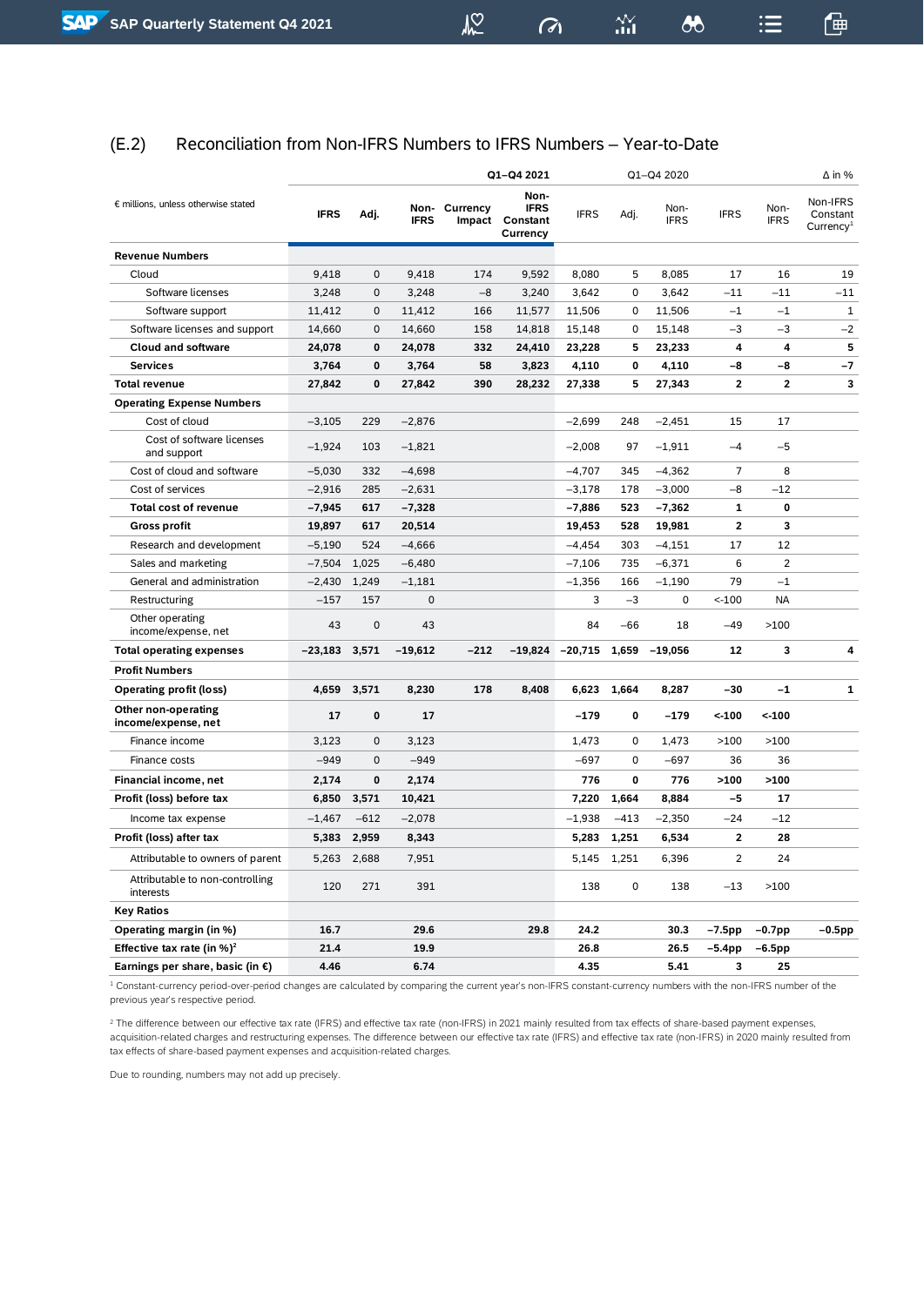## (E.2) Reconciliation from Non-IFRS Numbers to IFRS Numbers – Year-to-Date

| € millions, unless otherwise stated | Q1–Q4 2021 | | | | | Q1–Q4 2020 | | | Δ in % | | |
|---|---|---|---|---|---|---|---|---|---|---|---|
| | IFRS | Adj. | Non-IFRS | Currency Impact | Non-IFRS Constant Currency | IFRS | Adj. | Non-IFRS | IFRS | Non-IFRS | Non-IFRS Constant Currency[1] |
| **Revenue Numbers** | | | | | | | | | | | |
| Cloud | 9,418 | 0 | 9,418 | 174 | 9,592 | 8,080 | 5 | 8,085 | 17 | 16 | 19 |
| Software licenses | 3,248 | 0 | 3,248 | –8 | 3,240 | 3,642 | 0 | 3,642 | –11 | –11 | –11 |
| Software support | 11,412 | 0 | 11,412 | 166 | 11,577 | 11,506 | 0 | 11,506 | –1 | –1 | 1 |
| Software licenses and support | 14,660 | 0 | 14,660 | 158 | 14,818 | 15,148 | 0 | 15,148 | –3 | –3 | –2 |
| **Cloud and software** | **24,078** | **0** | **24,078** | **332** | **24,410** | **23,228** | **5** | **23,233** | **4** | **4** | **5** |
| **Services** | **3,764** | **0** | **3,764** | **58** | **3,823** | **4,110** | **0** | **4,110** | **–8** | **–8** | **–7** |
| **Total revenue** | **27,842** | **0** | **27,842** | **390** | **28,232** | **27,338** | **5** | **27,343** | **2** | **2** | **3** |
| **Operating Expense Numbers** | | | | | | | | | | | |
| Cost of cloud | –3,105 | 229 | –2,876 | | | –2,699 | 248 | –2,451 | 15 | 17 | |
| Cost of software licenses and support | –1,924 | 103 | –1,821 | | | –2,008 | 97 | –1,911 | –4 | –5 | |
| Cost of cloud and software | –5,030 | 332 | –4,698 | | | –4,707 | 345 | –4,362 | 7 | 8 | |
| Cost of services | –2,916 | 285 | –2,631 | | | –3,178 | 178 | –3,000 | –8 | –12 | |
| **Total cost of revenue** | **–7,945** | **617** | **–7,328** | | | **–7,886** | **523** | **–7,362** | **1** | **0** | |
| **Gross profit** | **19,897** | **617** | **20,514** | | | **19,453** | **528** | **19,981** | **2** | **3** | |
| Research and development | –5,190 | 524 | –4,666 | | | –4,454 | 303 | –4,151 | 17 | 12 | |
| Sales and marketing | –7,504 | 1,025 | –6,480 | | | –7,106 | 735 | –6,371 | 6 | 2 | |
| General and administration | –2,430 | 1,249 | –1,181 | | | –1,356 | 166 | –1,190 | 79 | –1 | |
| Restructuring | –157 | 157 | 0 | | | 3 | –3 | 0 | <-100 | NA | |
| Other operating income/expense, net | 43 | 0 | 43 | | | 84 | –66 | 18 | –49 | >100 | |
| **Total operating expenses** | **–23,183** | **3,571** | **–19,612** | **–212** | **–19,824** | **–20,715** | **1,659** | **–19,056** | **12** | **3** | **4** |
| **Profit Numbers** | | | | | | | | | | | |
| **Operating profit (loss)** | **4,659** | **3,571** | **8,230** | **178** | **8,408** | **6,623** | **1,664** | **8,287** | **–30** | **–1** | **1** |
| **Other non-operating income/expense, net** | **17** | **0** | **17** | | | **–179** | **0** | **–179** | **<-100** | **<-100** | |
| Finance income | 3,123 | 0 | 3,123 | | | 1,473 | 0 | 1,473 | >100 | >100 | |
| Finance costs | –949 | 0 | –949 | | | –697 | 0 | –697 | 36 | 36 | |
| **Financial income, net** | **2,174** | **0** | **2,174** | | | **776** | **0** | **776** | **>100** | **>100** | |
| **Profit (loss) before tax** | **6,850** | **3,571** | **10,421** | | | **7,220** | **1,664** | **8,884** | **–5** | **17** | |
| Income tax expense | –1,467 | –612 | –2,078 | | | –1,938 | –413 | –2,350 | –24 | –12 | |
| **Profit (loss) after tax** | **5,383** | **2,959** | **8,343** | | | **5,283** | **1,251** | **6,534** | **2** | **28** | |
| Attributable to owners of parent | 5,263 | 2,688 | 7,951 | | | 5,145 | 1,251 | 6,396 | 2 | 24 | |
| Attributable to non-controlling interests | 120 | 271 | 391 | | | 138 | 0 | 138 | –13 | >100 | |
| **Key Ratios** | | | | | | | | | | | |
| **Operating margin (in %)** | **16.7** | | **29.6** | | **29.8** | **24.2** | | **30.3** | **–7.5pp** | **–0.7pp** | **–0.5pp** |
| **Effective tax rate (in %)[2]** | **21.4** | | **19.9** | | | **26.8** | | **26.5** | **–5.4pp** | **–6.5pp** | |
| **Earnings per share, basic (in €)** | **4.46** | | **6.74** | | | **4.35** | | **5.41** | **3** | **25** | |

[1] Constant-currency period-over-period changes are calculated by comparing the current year's non-IFRS constant-currency numbers with the non-IFRS number of the previous year's respective period.

[2] The difference between our effective tax rate (IFRS) and effective tax rate (non-IFRS) in 2021 mainly resulted from tax effects of share-based payment expenses, acquisition-related charges and restructuring expenses. The difference between our effective tax rate (IFRS) and effective tax rate (non-IFRS) in 2020 mainly resulted from tax effects of share-based payment expenses and acquisition-related charges.

Due to rounding, numbers may not add up precisely.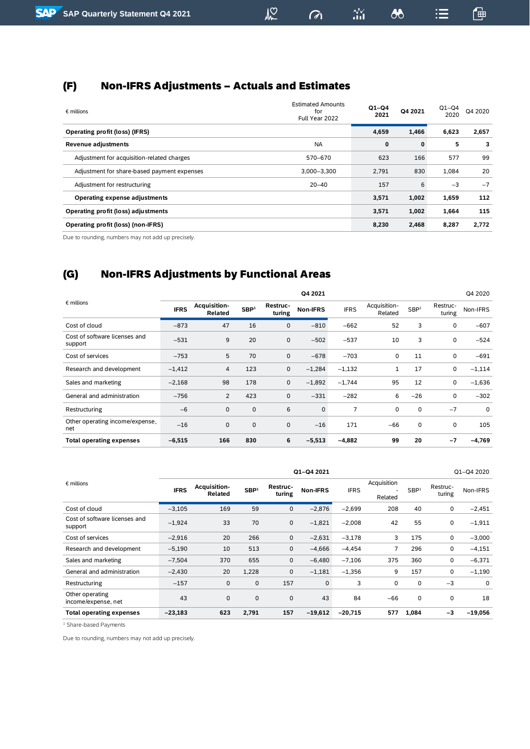## (F) Non-IFRS Adjustments – Actuals and Estimates

| € millions | Estimated Amounts for Full Year 2022 | Q1–Q4 2021 | Q4 2021 | Q1–Q4 2020 | Q4 2020 |
|---|---|---|---|---|---|
| **Operating profit (loss) (IFRS)** | | **4,659** | **1,466** | **6,623** | **2,657** |
| **Revenue adjustments** | NA | **0** | **0** | **5** | **3** |
| Adjustment for acquisition-related charges | 570–670 | 623 | 166 | 577 | 99 |
| Adjustment for share-based payment expenses | 3,000–3,300 | 2,791 | 830 | 1,084 | 20 |
| Adjustment for restructuring | 20–40 | 157 | 6 | –3 | –7 |
| **Operating expense adjustments** | | **3,571** | **1,002** | **1,659** | **112** |
| **Operating profit (loss) adjustments** | | **3,571** | **1,002** | **1,664** | **115** |
| **Operating profit (loss) (non-IFRS)** | | **8,230** | **2,468** | **8,287** | **2,772** |

Due to rounding, numbers may not add up precisely.

## (G) Non-IFRS Adjustments by Functional Areas

| € millions | Q4 2021 | | | | | Q4 2020 | | | | |
|---|---|---|---|---|---|---|---|---|---|---|
| | **IFRS** | **Acquisition-Related** | **SBP[1]** | **Restructuring** | **Non-IFRS** | IFRS | Acquisition-Related | SBP[1] | Restructuring | Non-IFRS |
| Cost of cloud | –873 | 47 | 16 | 0 | –810 | –662 | 52 | 3 | 0 | –607 |
| Cost of software licenses and support | –531 | 9 | 20 | 0 | –502 | –537 | 10 | 3 | 0 | –524 |
| Cost of services | –753 | 5 | 70 | 0 | –678 | –703 | 0 | 11 | 0 | –691 |
| Research and development | –1,412 | 4 | 123 | 0 | –1,284 | –1,132 | 1 | 17 | 0 | –1,114 |
| Sales and marketing | –2,168 | 98 | 178 | 0 | –1,892 | –1,744 | 95 | 12 | 0 | –1,636 |
| General and administration | –756 | 2 | 423 | 0 | –331 | –282 | 6 | –26 | 0 | –302 |
| Restructuring | –6 | 0 | 0 | 6 | 0 | 7 | 0 | 0 | –7 | 0 |
| Other operating income/expense, net | –16 | 0 | 0 | 0 | –16 | 171 | –66 | 0 | 0 | 105 |
| **Total operating expenses** | **–6,515** | **166** | **830** | **6** | **–5,513** | **–4,882** | **99** | **20** | **–7** | **–4,769** |

| € millions | Q1–Q4 2021 | | | | | Q1–Q4 2020 | | | | |
|---|---|---|---|---|---|---|---|---|---|---|
| | **IFRS** | **Acquisition-Related** | **SBP[1]** | **Restructuring** | **Non-IFRS** | IFRS | Acquisition-Related | SBP[1] | Restructuring | Non-IFRS |
| Cost of cloud | –3,105 | 169 | 59 | 0 | –2,876 | –2,699 | 208 | 40 | 0 | –2,451 |
| Cost of software licenses and support | –1,924 | 33 | 70 | 0 | –1,821 | –2,008 | 42 | 55 | 0 | –1,911 |
| Cost of services | –2,916 | 20 | 266 | 0 | –2,631 | –3,178 | 3 | 175 | 0 | –3,000 |
| Research and development | –5,190 | 10 | 513 | 0 | –4,666 | –4,454 | 7 | 296 | 0 | –4,151 |
| Sales and marketing | –7,504 | 370 | 655 | 0 | –6,480 | –7,106 | 375 | 360 | 0 | –6,371 |
| General and administration | –2,430 | 20 | 1,228 | 0 | –1,181 | –1,356 | 9 | 157 | 0 | –1,190 |
| Restructuring | –157 | 0 | 0 | 157 | 0 | 3 | 0 | 0 | –3 | 0 |
| Other operating income/expense, net | 43 | 0 | 0 | 0 | 43 | 84 | –66 | 0 | 0 | 18 |
| **Total operating expenses** | **–23,183** | **623** | **2,791** | **157** | **–19,612** | **–20,715** | **577** | **1,084** | **–3** | **–19,056** |

[1] Share-based Payments

Due to rounding, numbers may not add up precisely.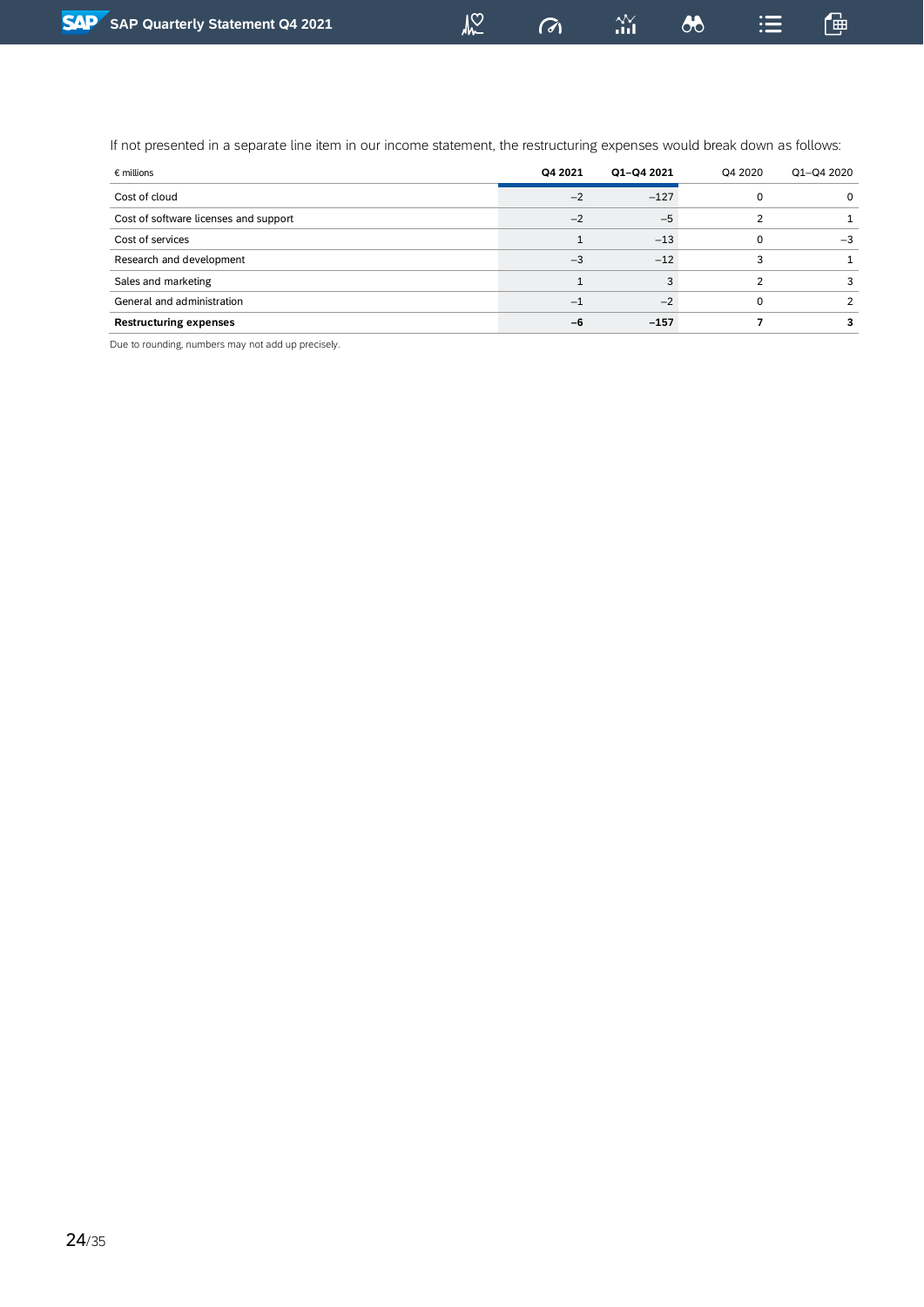If not presented in a separate line item in our income statement, the restructuring expenses would break down as follows:

| € millions | Q4 2021 | Q1–Q4 2021 | Q4 2020 | Q1–Q4 2020 |
|---|---|---|---|---|
| Cost of cloud | –2 | –127 | 0 | 0 |
| Cost of software licenses and support | –2 | –5 | 2 | 1 |
| Cost of services | 1 | –13 | 0 | –3 |
| Research and development | –3 | –12 | 3 | 1 |
| Sales and marketing | 1 | 3 | 2 | 3 |
| General and administration | –1 | –2 | 0 | 2 |
| **Restructuring expenses** | **–6** | **–157** | **7** | **3** |

Due to rounding, numbers may not add up precisely.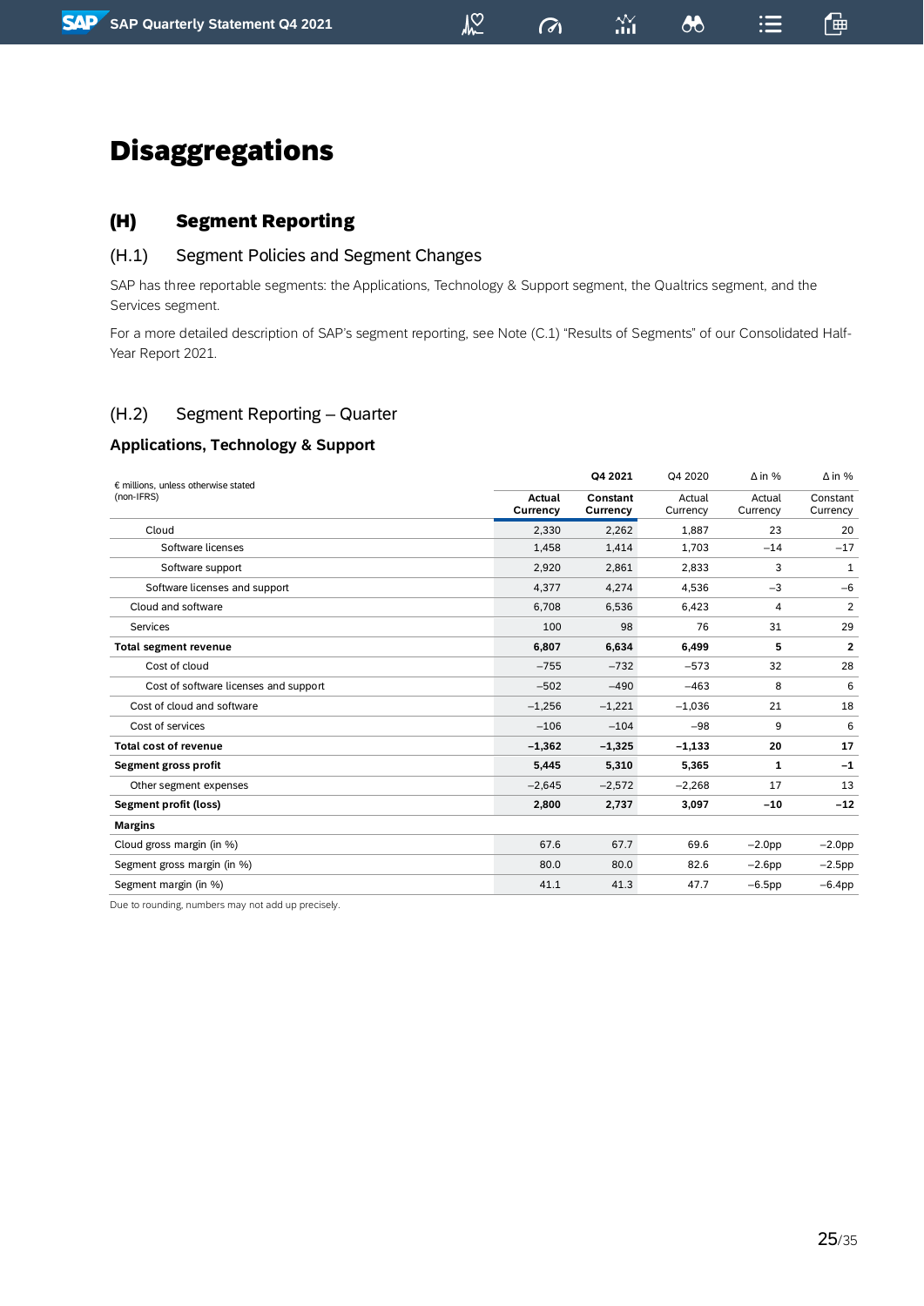# Disaggregations

## (H) Segment Reporting

### (H.1) Segment Policies and Segment Changes

SAP has three reportable segments: the Applications, Technology & Support segment, the Qualtrics segment, and the Services segment.

For a more detailed description of SAP's segment reporting, see Note (C.1) "Results of Segments" of our Consolidated Half-Year Report 2021.

### (H.2) Segment Reporting – Quarter

#### Applications, Technology & Support

| € millions, unless otherwise stated (non-IFRS) | Q4 2021 | | Q4 2020 | Δ in % | Δ in % |
|---|---|---|---|---|---|
| | **Actual Currency** | **Constant Currency** | Actual Currency | Actual Currency | Constant Currency |
| Cloud | 2,330 | 2,262 | 1,887 | 23 | 20 |
| Software licenses | 1,458 | 1,414 | 1,703 | –14 | –17 |
| Software support | 2,920 | 2,861 | 2,833 | 3 | 1 |
| Software licenses and support | 4,377 | 4,274 | 4,536 | –3 | –6 |
| Cloud and software | 6,708 | 6,536 | 6,423 | 4 | 2 |
| Services | 100 | 98 | 76 | 31 | 29 |
| **Total segment revenue** | **6,807** | **6,634** | **6,499** | **5** | **2** |
| Cost of cloud | –755 | –732 | –573 | 32 | 28 |
| Cost of software licenses and support | –502 | –490 | –463 | 8 | 6 |
| Cost of cloud and software | –1,256 | –1,221 | –1,036 | 21 | 18 |
| Cost of services | –106 | –104 | –98 | 9 | 6 |
| **Total cost of revenue** | **–1,362** | **–1,325** | **–1,133** | **20** | **17** |
| **Segment gross profit** | **5,445** | **5,310** | **5,365** | **1** | **–1** |
| Other segment expenses | –2,645 | –2,572 | –2,268 | 17 | 13 |
| **Segment profit (loss)** | **2,800** | **2,737** | **3,097** | **–10** | **–12** |
| **Margins** | | | | | |
| Cloud gross margin (in %) | 67.6 | 67.7 | 69.6 | –2.0pp | –2.0pp |
| Segment gross margin (in %) | 80.0 | 80.0 | 82.6 | –2.6pp | –2.5pp |
| Segment margin (in %) | 41.1 | 41.3 | 47.7 | –6.5pp | –6.4pp |

Due to rounding, numbers may not add up precisely.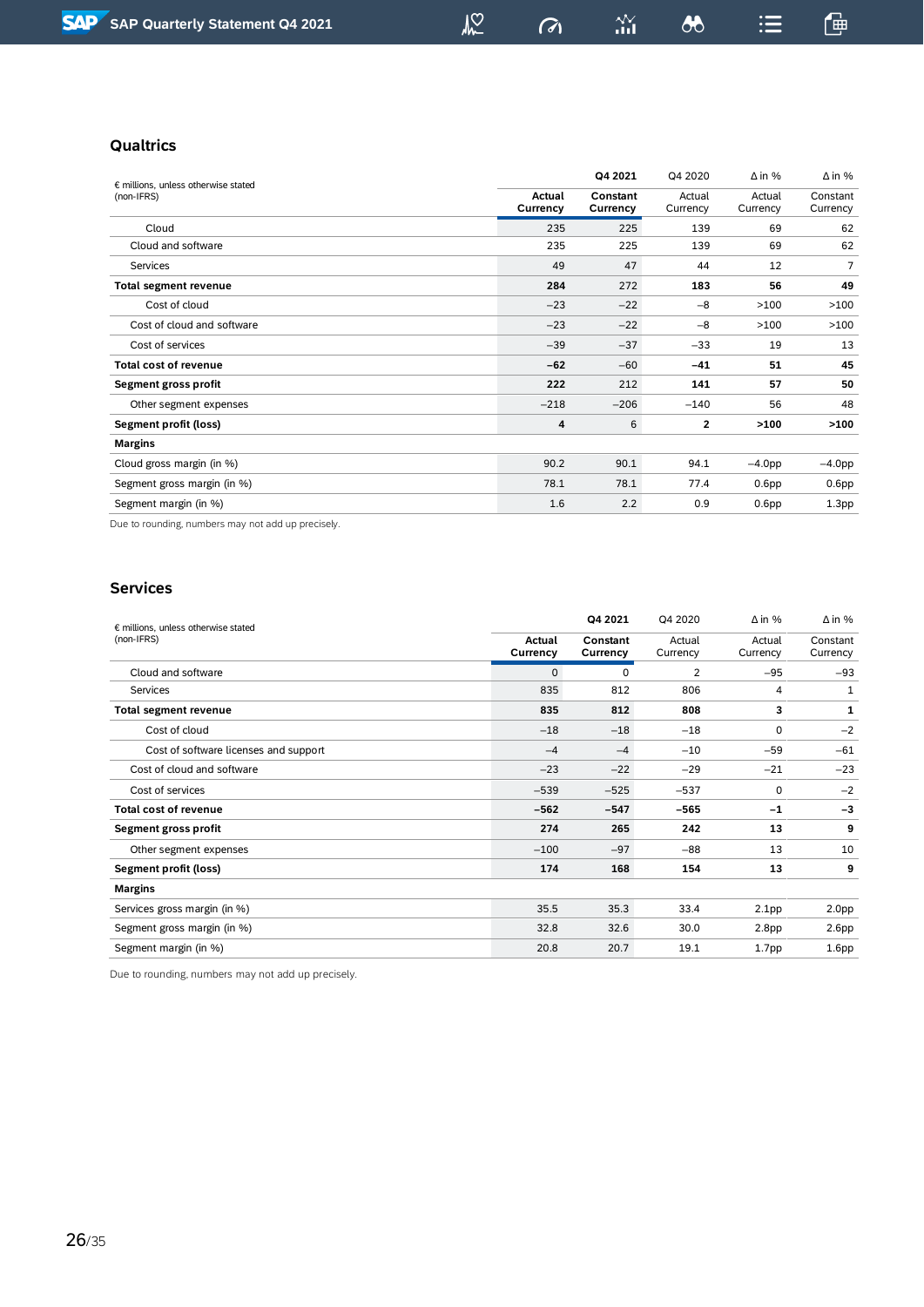## Qualtrics

| € millions, unless otherwise stated (non-IFRS) | Q4 2021 | | Q4 2020 | Δ in % | Δ in % |
|---|---|---|---|---|---|
| | Actual Currency | Constant Currency | Actual Currency | Actual Currency | Constant Currency |
| Cloud | 235 | 225 | 139 | 69 | 62 |
| Cloud and software | 235 | 225 | 139 | 69 | 62 |
| Services | 49 | 47 | 44 | 12 | 7 |
| **Total segment revenue** | **284** | 272 | **183** | **56** | **49** |
| Cost of cloud | −23 | −22 | −8 | >100 | >100 |
| Cost of cloud and software | −23 | −22 | −8 | >100 | >100 |
| Cost of services | −39 | −37 | −33 | 19 | 13 |
| **Total cost of revenue** | **−62** | −60 | **−41** | **51** | **45** |
| **Segment gross profit** | **222** | 212 | **141** | **57** | **50** |
| Other segment expenses | −218 | −206 | −140 | 56 | 48 |
| **Segment profit (loss)** | **4** | 6 | **2** | **>100** | **>100** |
| **Margins** | | | | | |
| Cloud gross margin (in %) | 90.2 | 90.1 | 94.1 | −4.0pp | −4.0pp |
| Segment gross margin (in %) | 78.1 | 78.1 | 77.4 | 0.6pp | 0.6pp |
| Segment margin (in %) | 1.6 | 2.2 | 0.9 | 0.6pp | 1.3pp |

Due to rounding, numbers may not add up precisely.

## Services

| € millions, unless otherwise stated (non-IFRS) | Q4 2021 | | Q4 2020 | Δ in % | Δ in % |
|---|---|---|---|---|---|
| | Actual Currency | Constant Currency | Actual Currency | Actual Currency | Constant Currency |
| Cloud and software | 0 | 0 | 2 | −95 | −93 |
| Services | 835 | 812 | 806 | 4 | 1 |
| **Total segment revenue** | **835** | **812** | **808** | **3** | **1** |
| Cost of cloud | −18 | −18 | −18 | 0 | −2 |
| Cost of software licenses and support | −4 | −4 | −10 | −59 | −61 |
| Cost of cloud and software | −23 | −22 | −29 | −21 | −23 |
| Cost of services | −539 | −525 | −537 | 0 | −2 |
| **Total cost of revenue** | **−562** | **−547** | **−565** | **−1** | **−3** |
| **Segment gross profit** | **274** | **265** | **242** | **13** | **9** |
| Other segment expenses | −100 | −97 | −88 | 13 | 10 |
| **Segment profit (loss)** | **174** | **168** | **154** | **13** | **9** |
| **Margins** | | | | | |
| Services gross margin (in %) | 35.5 | 35.3 | 33.4 | 2.1pp | 2.0pp |
| Segment gross margin (in %) | 32.8 | 32.6 | 30.0 | 2.8pp | 2.6pp |
| Segment margin (in %) | 20.8 | 20.7 | 19.1 | 1.7pp | 1.6pp |

Due to rounding, numbers may not add up precisely.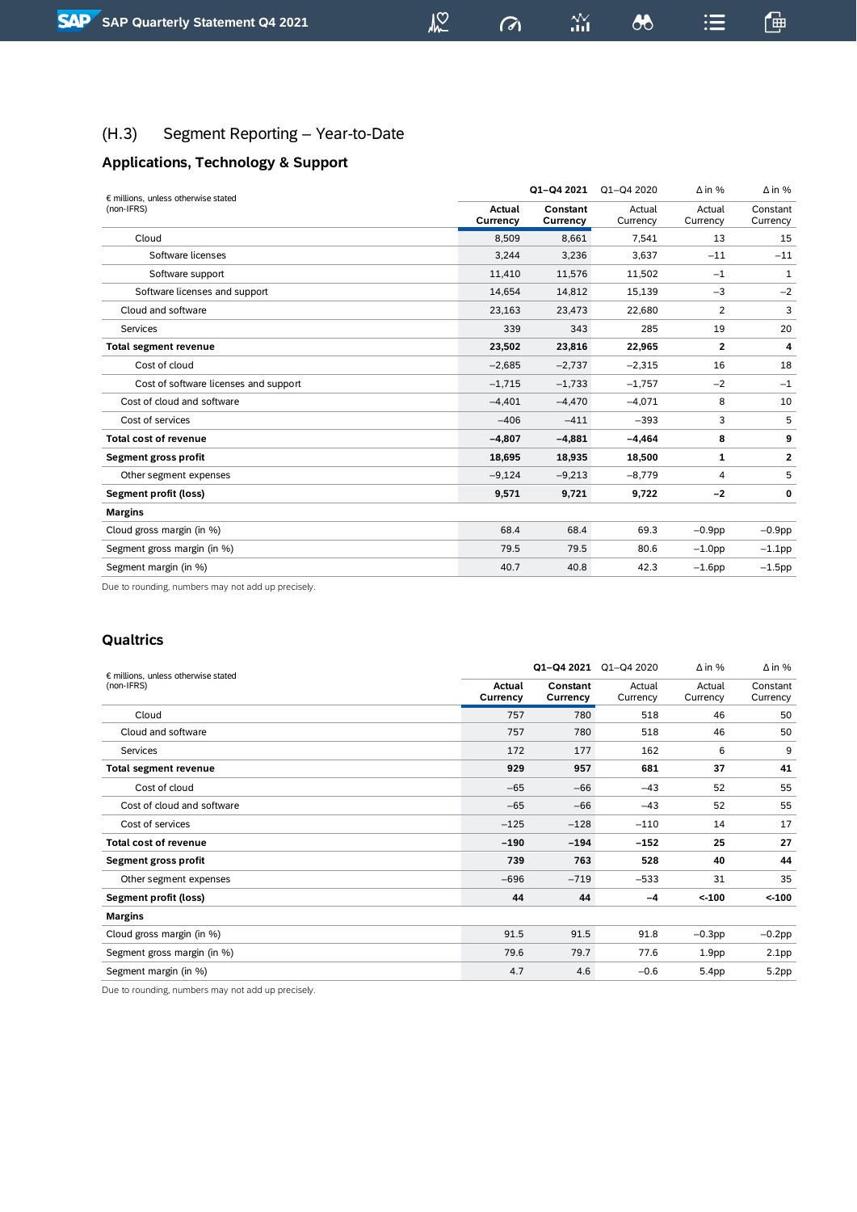## (H.3) Segment Reporting – Year-to-Date

### Applications, Technology & Support

| € millions, unless otherwise stated (non-IFRS) | Q1–Q4 2021 Actual Currency | Q1–Q4 2021 Constant Currency | Q1–Q4 2020 Actual Currency | Δ in % Actual Currency | Δ in % Constant Currency |
|---|---|---|---|---|---|
| Cloud | 8,509 | 8,661 | 7,541 | 13 | 15 |
| Software licenses | 3,244 | 3,236 | 3,637 | −11 | −11 |
| Software support | 11,410 | 11,576 | 11,502 | −1 | 1 |
| Software licenses and support | 14,654 | 14,812 | 15,139 | −3 | −2 |
| Cloud and software | 23,163 | 23,473 | 22,680 | 2 | 3 |
| Services | 339 | 343 | 285 | 19 | 20 |
| **Total segment revenue** | **23,502** | **23,816** | **22,965** | **2** | **4** |
| Cost of cloud | −2,685 | −2,737 | −2,315 | 16 | 18 |
| Cost of software licenses and support | −1,715 | −1,733 | −1,757 | −2 | −1 |
| Cost of cloud and software | −4,401 | −4,470 | −4,071 | 8 | 10 |
| Cost of services | −406 | −411 | −393 | 3 | 5 |
| **Total cost of revenue** | **−4,807** | **−4,881** | **−4,464** | **8** | **9** |
| **Segment gross profit** | **18,695** | **18,935** | **18,500** | **1** | **2** |
| Other segment expenses | −9,124 | −9,213 | −8,779 | 4 | 5 |
| **Segment profit (loss)** | **9,571** | **9,721** | **9,722** | **−2** | **0** |
| **Margins** | | | | | |
| Cloud gross margin (in %) | 68.4 | 68.4 | 69.3 | −0.9pp | −0.9pp |
| Segment gross margin (in %) | 79.5 | 79.5 | 80.6 | −1.0pp | −1.1pp |
| Segment margin (in %) | 40.7 | 40.8 | 42.3 | −1.6pp | −1.5pp |

Due to rounding, numbers may not add up precisely.

### Qualtrics

| € millions, unless otherwise stated (non-IFRS) | Q1–Q4 2021 Actual Currency | Q1–Q4 2021 Constant Currency | Q1–Q4 2020 Actual Currency | Δ in % Actual Currency | Δ in % Constant Currency |
|---|---|---|---|---|---|
| Cloud | 757 | 780 | 518 | 46 | 50 |
| Cloud and software | 757 | 780 | 518 | 46 | 50 |
| Services | 172 | 177 | 162 | 6 | 9 |
| **Total segment revenue** | **929** | **957** | **681** | **37** | **41** |
| Cost of cloud | −65 | −66 | −43 | 52 | 55 |
| Cost of cloud and software | −65 | −66 | −43 | 52 | 55 |
| Cost of services | −125 | −128 | −110 | 14 | 17 |
| **Total cost of revenue** | **−190** | **−194** | **−152** | **25** | **27** |
| **Segment gross profit** | **739** | **763** | **528** | **40** | **44** |
| Other segment expenses | −696 | −719 | −533 | 31 | 35 |
| **Segment profit (loss)** | **44** | **44** | **−4** | **<-100** | **<-100** |
| **Margins** | | | | | |
| Cloud gross margin (in %) | 91.5 | 91.5 | 91.8 | −0.3pp | −0.2pp |
| Segment gross margin (in %) | 79.6 | 79.7 | 77.6 | 1.9pp | 2.1pp |
| Segment margin (in %) | 4.7 | 4.6 | −0.6 | 5.4pp | 5.2pp |

Due to rounding, numbers may not add up precisely.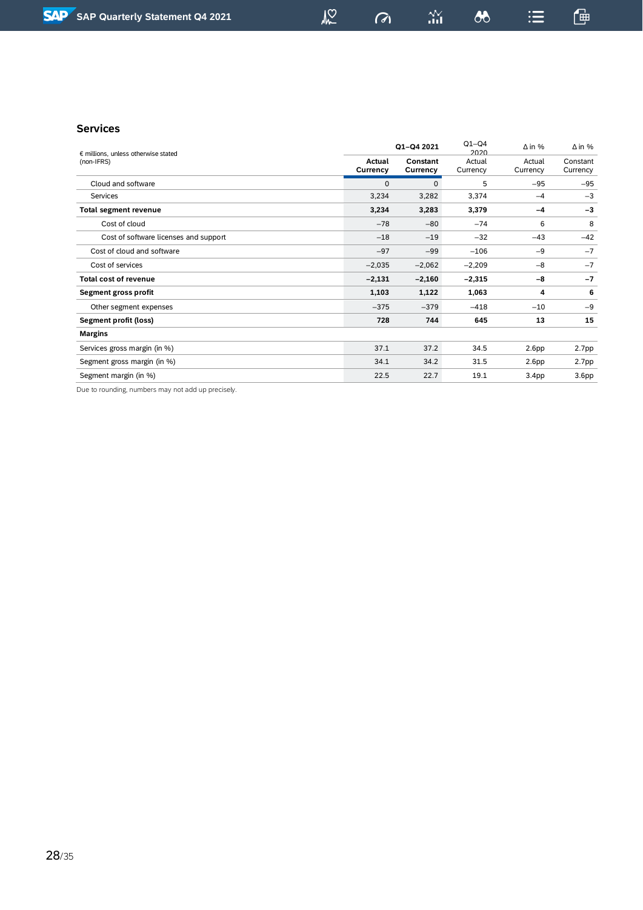## Services

| € millions, unless otherwise stated (non-IFRS) | Q1–Q4 2021 | | Q1–Q4 2020 | Δ in % | Δ in % |
|---|---|---|---|---|---|
| | Actual Currency | Constant Currency | Actual Currency | Actual Currency | Constant Currency |
| Cloud and software | 0 | 0 | 5 | –95 | –95 |
| Services | 3,234 | 3,282 | 3,374 | –4 | –3 |
| **Total segment revenue** | **3,234** | **3,283** | **3,379** | **–4** | **–3** |
| Cost of cloud | –78 | –80 | –74 | 6 | 8 |
| Cost of software licenses and support | –18 | –19 | –32 | –43 | –42 |
| Cost of cloud and software | –97 | –99 | –106 | –9 | –7 |
| Cost of services | –2,035 | –2,062 | –2,209 | –8 | –7 |
| **Total cost of revenue** | **–2,131** | **–2,160** | **–2,315** | **–8** | **–7** |
| **Segment gross profit** | **1,103** | **1,122** | **1,063** | **4** | **6** |
| Other segment expenses | –375 | –379 | –418 | –10 | –9 |
| **Segment profit (loss)** | **728** | **744** | **645** | **13** | **15** |
| **Margins** | | | | | |
| Services gross margin (in %) | 37.1 | 37.2 | 34.5 | 2.6pp | 2.7pp |
| Segment gross margin (in %) | 34.1 | 34.2 | 31.5 | 2.6pp | 2.7pp |
| Segment margin (in %) | 22.5 | 22.7 | 19.1 | 3.4pp | 3.6pp |

Due to rounding, numbers may not add up precisely.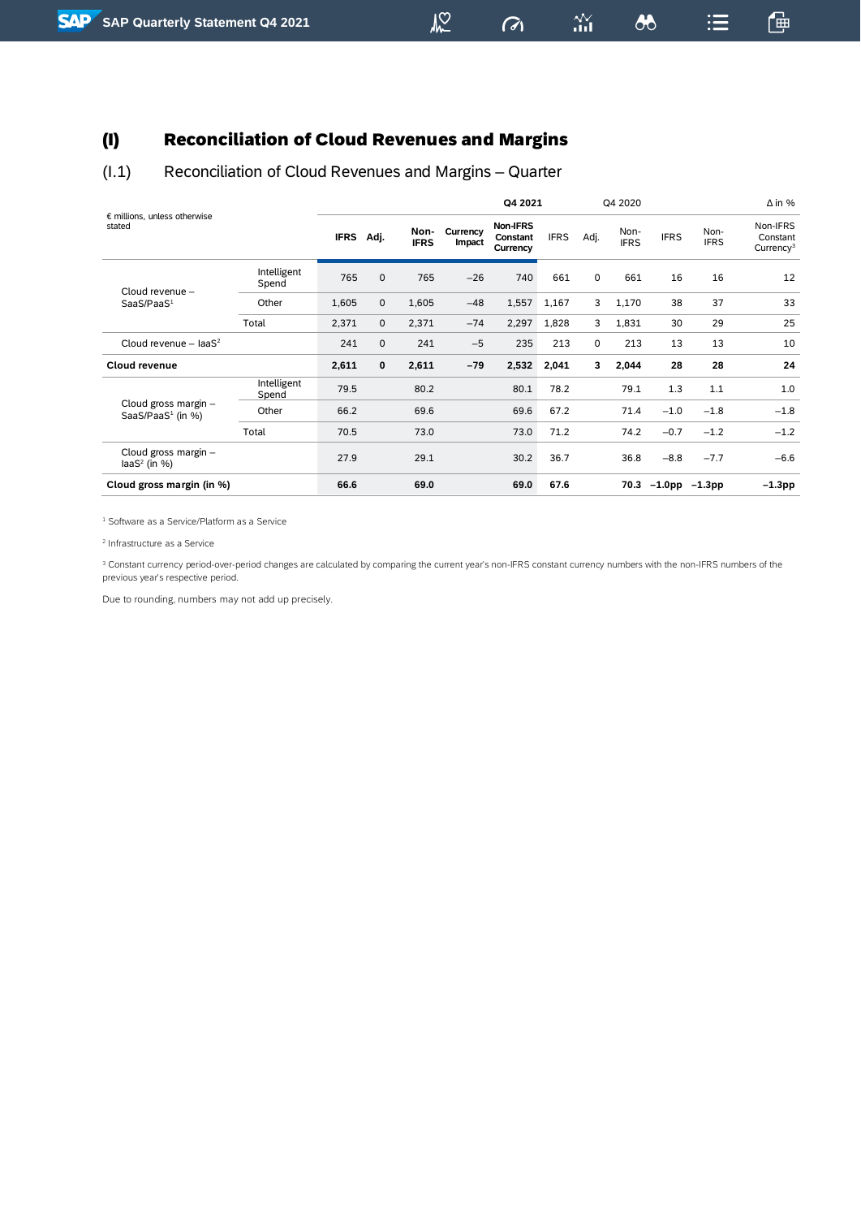## (I) Reconciliation of Cloud Revenues and Margins

### (I.1) Reconciliation of Cloud Revenues and Margins – Quarter

| € millions, unless otherwise stated | | Q4 2021 | | | | | Q4 2020 | | | Δ in % | | |
|---|---|---|---|---|---|---|---|---|---|---|---|---|
| | | **IFRS** | **Adj.** | **Non-IFRS** | **Currency Impact** | **Non-IFRS Constant Currency** | IFRS | Adj. | Non-IFRS | IFRS | Non-IFRS | Non-IFRS Constant Currency[3] |
| Cloud revenue – SaaS/PaaS[1] | Intelligent Spend | 765 | 0 | 765 | −26 | 740 | 661 | 0 | 661 | 16 | 16 | 12 |
| | Other | 1,605 | 0 | 1,605 | −48 | 1,557 | 1,167 | 3 | 1,170 | 38 | 37 | 33 |
| | Total | 2,371 | 0 | 2,371 | −74 | 2,297 | 1,828 | 3 | 1,831 | 30 | 29 | 25 |
| Cloud revenue – IaaS[2] | | 241 | 0 | 241 | −5 | 235 | 213 | 0 | 213 | 13 | 13 | 10 |
| **Cloud revenue** | | **2,611** | **0** | **2,611** | **−79** | **2,532** | **2,041** | **3** | **2,044** | **28** | **28** | **24** |
| Cloud gross margin – SaaS/PaaS[1] (in %) | Intelligent Spend | 79.5 | | 80.2 | | 80.1 | 78.2 | | 79.1 | 1.3 | 1.1 | 1.0 |
| | Other | 66.2 | | 69.6 | | 69.6 | 67.2 | | 71.4 | −1.0 | −1.8 | −1.8 |
| | Total | 70.5 | | 73.0 | | 73.0 | 71.2 | | 74.2 | −0.7 | −1.2 | −1.2 |
| Cloud gross margin – IaaS[2] (in %) | | 27.9 | | 29.1 | | 30.2 | 36.7 | | 36.8 | −8.8 | −7.7 | −6.6 |
| **Cloud gross margin (in %)** | | **66.6** | | **69.0** | | **69.0** | **67.6** | | **70.3** | **−1.0pp** | **−1.3pp** | **−1.3pp** |

[1] Software as a Service/Platform as a Service

[2] Infrastructure as a Service

[3] Constant currency period-over-period changes are calculated by comparing the current year's non-IFRS constant currency numbers with the non-IFRS numbers of the previous year's respective period.

Due to rounding, numbers may not add up precisely.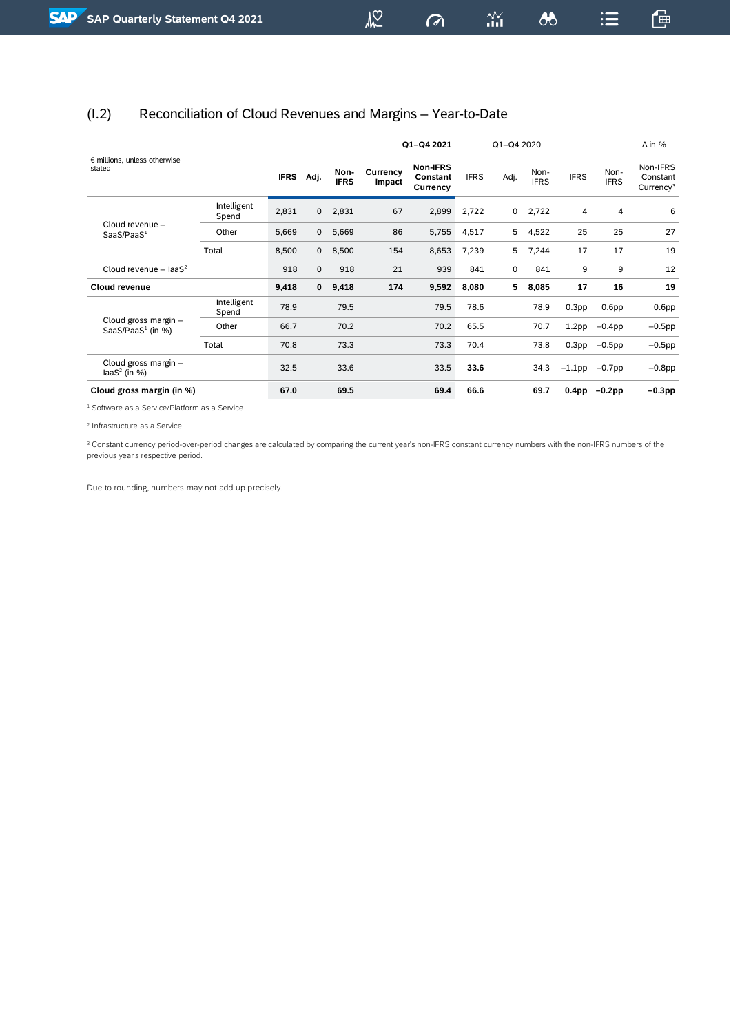## (I.2) Reconciliation of Cloud Revenues and Margins – Year-to-Date

| € millions, unless otherwise stated | | Q1–Q4 2021 | | | | | Q1–Q4 2020 | | | Δ in % | | |
|---|---|---|---|---|---|---|---|---|---|---|---|---|
| | | IFRS | Adj. | Non-IFRS | Currency Impact | Non-IFRS Constant Currency | IFRS | Adj. | Non-IFRS | IFRS | Non-IFRS | Non-IFRS Constant Currency[3] |
| Cloud revenue – SaaS/PaaS[1] | Intelligent Spend | 2,831 | 0 | 2,831 | 67 | 2,899 | 2,722 | 0 | 2,722 | 4 | 4 | 6 |
| | Other | 5,669 | 0 | 5,669 | 86 | 5,755 | 4,517 | 5 | 4,522 | 25 | 25 | 27 |
| | Total | 8,500 | 0 | 8,500 | 154 | 8,653 | 7,239 | 5 | 7,244 | 17 | 17 | 19 |
| Cloud revenue – IaaS[2] | | 918 | 0 | 918 | 21 | 939 | 841 | 0 | 841 | 9 | 9 | 12 |
| **Cloud revenue** | | **9,418** | **0** | **9,418** | **174** | **9,592** | **8,080** | **5** | **8,085** | **17** | **16** | **19** |
| Cloud gross margin – SaaS/PaaS[1] (in %) | Intelligent Spend | 78.9 | | 79.5 | | 79.5 | 78.6 | | 78.9 | 0.3pp | 0.6pp | 0.6pp |
| | Other | 66.7 | | 70.2 | | 70.2 | 65.5 | | 70.7 | 1.2pp | −0.4pp | −0.5pp |
| | Total | 70.8 | | 73.3 | | 73.3 | 70.4 | | 73.8 | 0.3pp | −0.5pp | −0.5pp |
| Cloud gross margin – IaaS[2] (in %) | | 32.5 | | 33.6 | | 33.5 | **33.6** | | 34.3 | −1.1pp | −0.7pp | −0.8pp |
| **Cloud gross margin (in %)** | | **67.0** | | **69.5** | | **69.4** | **66.6** | | **69.7** | **0.4pp** | **−0.2pp** | **−0.3pp** |

[1] Software as a Service/Platform as a Service

[2] Infrastructure as a Service

[3] Constant currency period-over-period changes are calculated by comparing the current year's non-IFRS constant currency numbers with the non-IFRS numbers of the previous year's respective period.

Due to rounding, numbers may not add up precisely.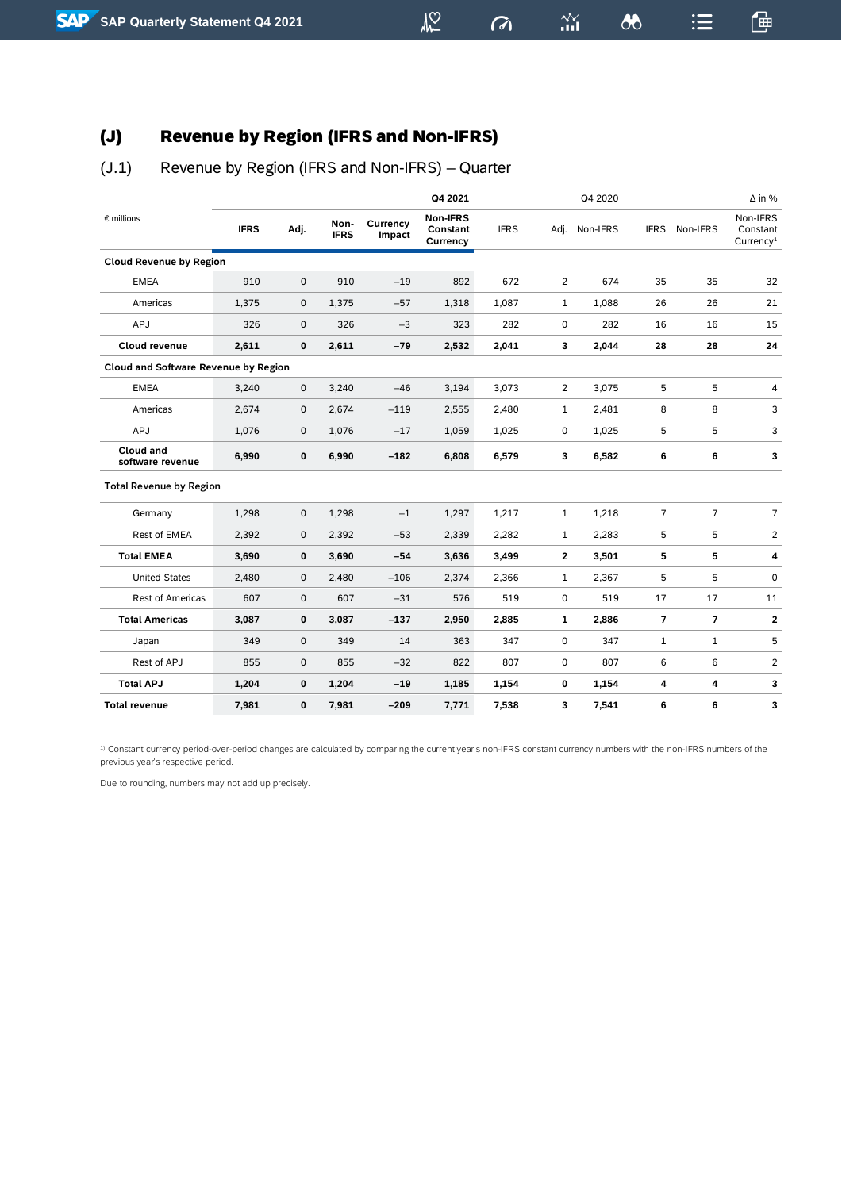## (J) Revenue by Region (IFRS and Non-IFRS)

### (J.1) Revenue by Region (IFRS and Non-IFRS) – Quarter

| € millions | Q4 2021 | | | | | Q4 2020 | | | Δ in % | | |
|---|---|---|---|---|---|---|---|---|---|---|---|
| | **IFRS** | **Adj.** | **Non-IFRS** | **Currency Impact** | **Non-IFRS Constant Currency** | IFRS | Adj. | Non-IFRS | IFRS | Non-IFRS | Non-IFRS Constant Currency[1] |
| **Cloud Revenue by Region** | | | | | | | | | | | |
| EMEA | 910 | 0 | 910 | −19 | 892 | 672 | 2 | 674 | 35 | 35 | 32 |
| Americas | 1,375 | 0 | 1,375 | −57 | 1,318 | 1,087 | 1 | 1,088 | 26 | 26 | 21 |
| APJ | 326 | 0 | 326 | −3 | 323 | 282 | 0 | 282 | 16 | 16 | 15 |
| **Cloud revenue** | **2,611** | **0** | **2,611** | **−79** | **2,532** | **2,041** | **3** | **2,044** | **28** | **28** | **24** |
| **Cloud and Software Revenue by Region** | | | | | | | | | | | |
| EMEA | 3,240 | 0 | 3,240 | −46 | 3,194 | 3,073 | 2 | 3,075 | 5 | 5 | 4 |
| Americas | 2,674 | 0 | 2,674 | −119 | 2,555 | 2,480 | 1 | 2,481 | 8 | 8 | 3 |
| APJ | 1,076 | 0 | 1,076 | −17 | 1,059 | 1,025 | 0 | 1,025 | 5 | 5 | 3 |
| **Cloud and software revenue** | **6,990** | **0** | **6,990** | **−182** | **6,808** | **6,579** | **3** | **6,582** | **6** | **6** | **3** |
| **Total Revenue by Region** | | | | | | | | | | | |
| Germany | 1,298 | 0 | 1,298 | −1 | 1,297 | 1,217 | 1 | 1,218 | 7 | 7 | 7 |
| Rest of EMEA | 2,392 | 0 | 2,392 | −53 | 2,339 | 2,282 | 1 | 2,283 | 5 | 5 | 2 |
| **Total EMEA** | **3,690** | **0** | **3,690** | **−54** | **3,636** | **3,499** | **2** | **3,501** | **5** | **5** | **4** |
| United States | 2,480 | 0 | 2,480 | −106 | 2,374 | 2,366 | 1 | 2,367 | 5 | 5 | 0 |
| Rest of Americas | 607 | 0 | 607 | −31 | 576 | 519 | 0 | 519 | 17 | 17 | 11 |
| **Total Americas** | **3,087** | **0** | **3,087** | **−137** | **2,950** | **2,885** | **1** | **2,886** | **7** | **7** | **2** |
| Japan | 349 | 0 | 349 | 14 | 363 | 347 | 0 | 347 | 1 | 1 | 5 |
| Rest of APJ | 855 | 0 | 855 | −32 | 822 | 807 | 0 | 807 | 6 | 6 | 2 |
| **Total APJ** | **1,204** | **0** | **1,204** | **−19** | **1,185** | **1,154** | **0** | **1,154** | **4** | **4** | **3** |
| **Total revenue** | **7,981** | **0** | **7,981** | **−209** | **7,771** | **7,538** | **3** | **7,541** | **6** | **6** | **3** |

[1] Constant currency period-over-period changes are calculated by comparing the current year's non-IFRS constant currency numbers with the non-IFRS numbers of the previous year's respective period.

Due to rounding, numbers may not add up precisely.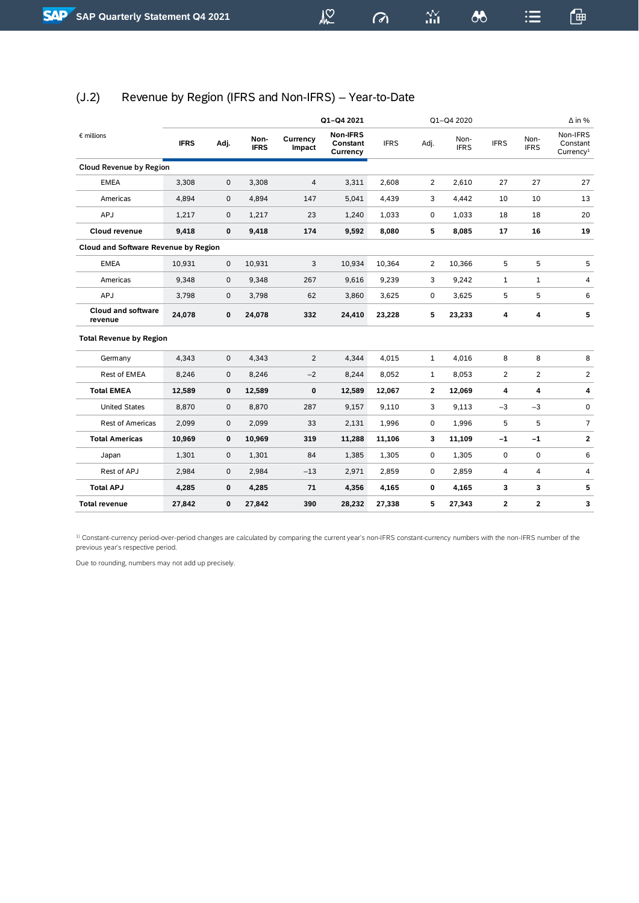## (J.2) Revenue by Region (IFRS and Non-IFRS) – Year-to-Date

| € millions | Q1–Q4 2021 | | | | | Q1–Q4 2020 | | | Δ in % | | |
|---|---|---|---|---|---|---|---|---|---|---|---|
| | IFRS | Adj. | Non-IFRS | Currency Impact | Non-IFRS Constant Currency | IFRS | Adj. | Non-IFRS | IFRS | Non-IFRS | Non-IFRS Constant Currency[1] |
| **Cloud Revenue by Region** | | | | | | | | | | | |
| EMEA | 3,308 | 0 | 3,308 | 4 | 3,311 | 2,608 | 2 | 2,610 | 27 | 27 | 27 |
| Americas | 4,894 | 0 | 4,894 | 147 | 5,041 | 4,439 | 3 | 4,442 | 10 | 10 | 13 |
| APJ | 1,217 | 0 | 1,217 | 23 | 1,240 | 1,033 | 0 | 1,033 | 18 | 18 | 20 |
| **Cloud revenue** | **9,418** | **0** | **9,418** | **174** | **9,592** | **8,080** | **5** | **8,085** | **17** | **16** | **19** |
| **Cloud and Software Revenue by Region** | | | | | | | | | | | |
| EMEA | 10,931 | 0 | 10,931 | 3 | 10,934 | 10,364 | 2 | 10,366 | 5 | 5 | 5 |
| Americas | 9,348 | 0 | 9,348 | 267 | 9,616 | 9,239 | 3 | 9,242 | 1 | 1 | 4 |
| APJ | 3,798 | 0 | 3,798 | 62 | 3,860 | 3,625 | 0 | 3,625 | 5 | 5 | 6 |
| **Cloud and software revenue** | **24,078** | **0** | **24,078** | **332** | **24,410** | **23,228** | **5** | **23,233** | **4** | **4** | **5** |
| **Total Revenue by Region** | | | | | | | | | | | |
| Germany | 4,343 | 0 | 4,343 | 2 | 4,344 | 4,015 | 1 | 4,016 | 8 | 8 | 8 |
| Rest of EMEA | 8,246 | 0 | 8,246 | –2 | 8,244 | 8,052 | 1 | 8,053 | 2 | 2 | 2 |
| **Total EMEA** | **12,589** | **0** | **12,589** | **0** | **12,589** | **12,067** | **2** | **12,069** | **4** | **4** | **4** |
| United States | 8,870 | 0 | 8,870 | 287 | 9,157 | 9,110 | 3 | 9,113 | –3 | –3 | 0 |
| Rest of Americas | 2,099 | 0 | 2,099 | 33 | 2,131 | 1,996 | 0 | 1,996 | 5 | 5 | 7 |
| **Total Americas** | **10,969** | **0** | **10,969** | **319** | **11,288** | **11,106** | **3** | **11,109** | **–1** | **–1** | **2** |
| Japan | 1,301 | 0 | 1,301 | 84 | 1,385 | 1,305 | 0 | 1,305 | 0 | 0 | 6 |
| Rest of APJ | 2,984 | 0 | 2,984 | –13 | 2,971 | 2,859 | 0 | 2,859 | 4 | 4 | 4 |
| **Total APJ** | **4,285** | **0** | **4,285** | **71** | **4,356** | **4,165** | **0** | **4,165** | **3** | **3** | **5** |
| **Total revenue** | **27,842** | **0** | **27,842** | **390** | **28,232** | **27,338** | **5** | **27,343** | **2** | **2** | **3** |

[1] Constant-currency period-over-period changes are calculated by comparing the current year's non-IFRS constant-currency numbers with the non-IFRS number of the previous year's respective period.

Due to rounding, numbers may not add up precisely.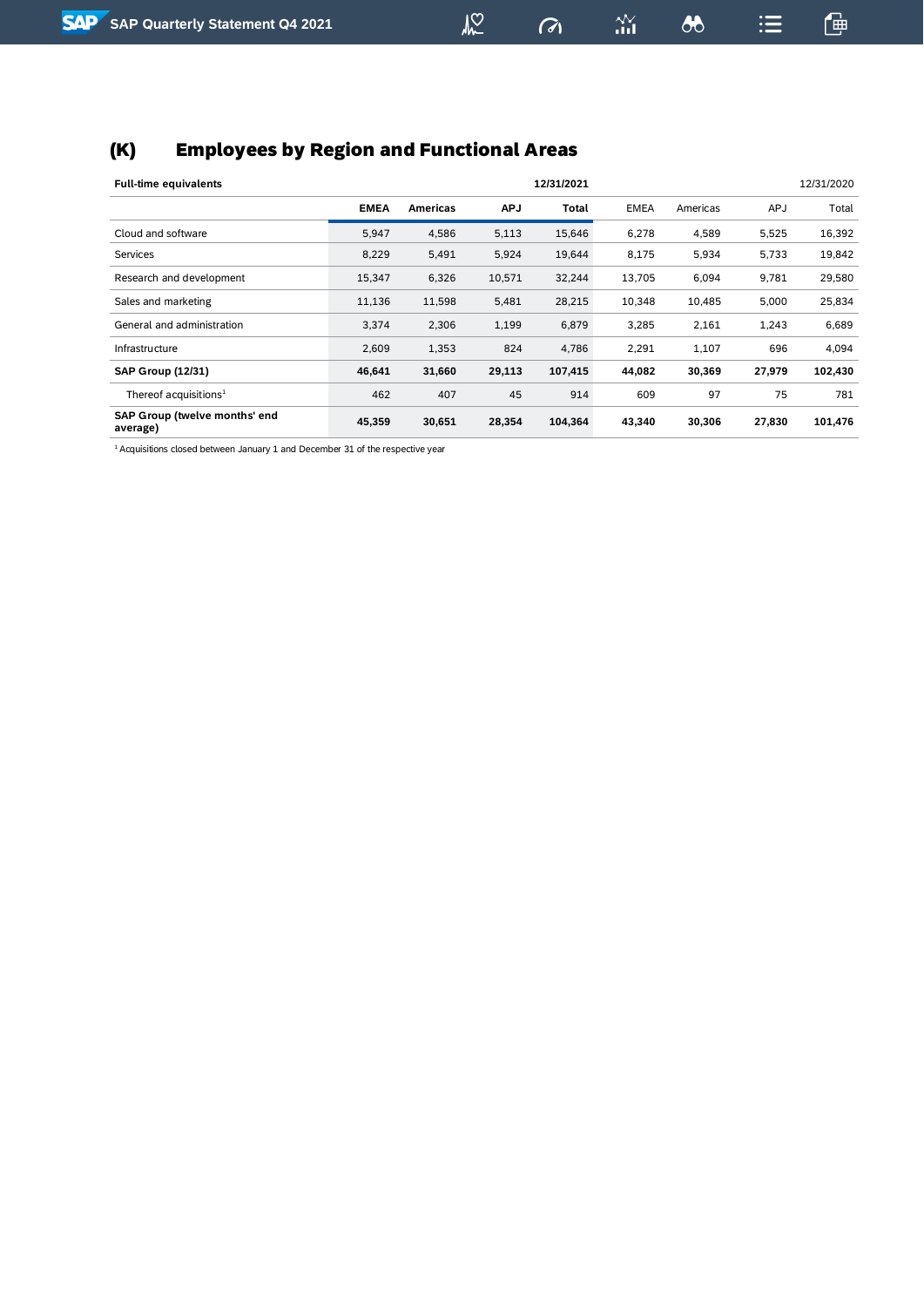## (K) Employees by Region and Functional Areas

| Full-time equivalents | 12/31/2021 | | | | 12/31/2020 | | | |
|---|---|---|---|---|---|---|---|---|
| | **EMEA** | **Americas** | **APJ** | **Total** | EMEA | Americas | APJ | Total |
| Cloud and software | 5,947 | 4,586 | 5,113 | 15,646 | 6,278 | 4,589 | 5,525 | 16,392 |
| Services | 8,229 | 5,491 | 5,924 | 19,644 | 8,175 | 5,934 | 5,733 | 19,842 |
| Research and development | 15,347 | 6,326 | 10,571 | 32,244 | 13,705 | 6,094 | 9,781 | 29,580 |
| Sales and marketing | 11,136 | 11,598 | 5,481 | 28,215 | 10,348 | 10,485 | 5,000 | 25,834 |
| General and administration | 3,374 | 2,306 | 1,199 | 6,879 | 3,285 | 2,161 | 1,243 | 6,689 |
| Infrastructure | 2,609 | 1,353 | 824 | 4,786 | 2,291 | 1,107 | 696 | 4,094 |
| **SAP Group (12/31)** | **46,641** | **31,660** | **29,113** | **107,415** | **44,082** | **30,369** | **27,979** | **102,430** |
| Thereof acquisitions[1] | 462 | 407 | 45 | 914 | 609 | 97 | 75 | 781 |
| **SAP Group (twelve months' end average)** | **45,359** | **30,651** | **28,354** | **104,364** | **43,340** | **30,306** | **27,830** | **101,476** |

[1] Acquisitions closed between January 1 and December 31 of the respective year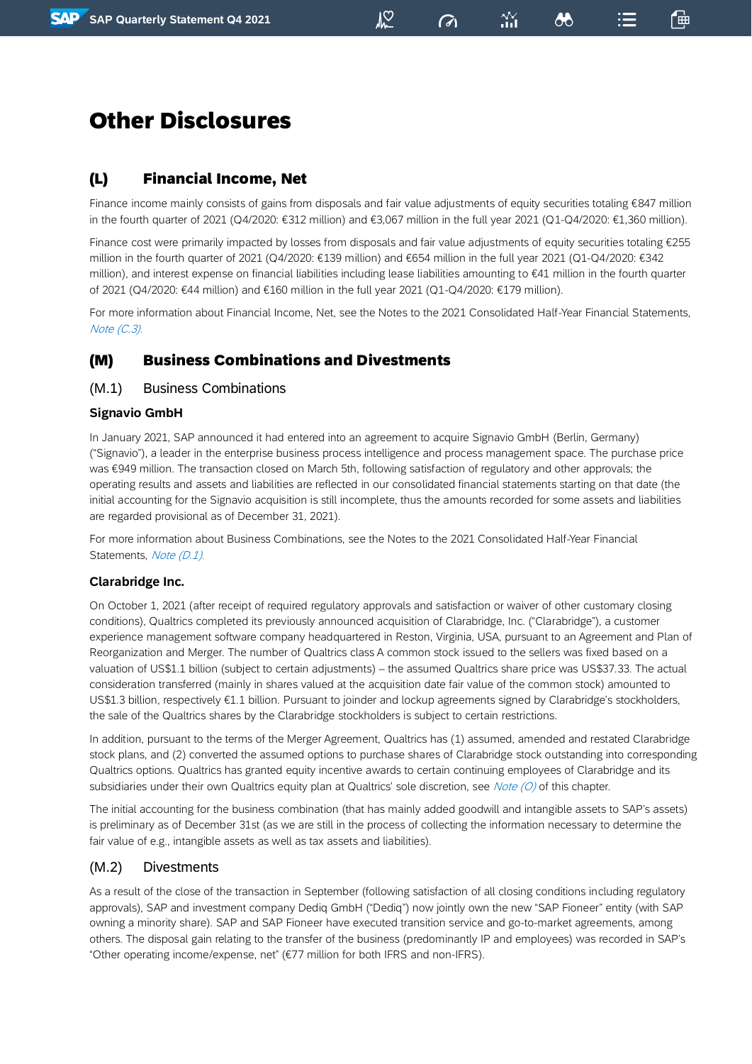# Other Disclosures

## (L) Financial Income, Net

Finance income mainly consists of gains from disposals and fair value adjustments of equity securities totaling €847 million in the fourth quarter of 2021 (Q4/2020: €312 million) and €3,067 million in the full year 2021 (Q1-Q4/2020: €1,360 million).

Finance cost were primarily impacted by losses from disposals and fair value adjustments of equity securities totaling €255 million in the fourth quarter of 2021 (Q4/2020: €139 million) and €654 million in the full year 2021 (Q1-Q4/2020: €342 million), and interest expense on financial liabilities including lease liabilities amounting to €41 million in the fourth quarter of 2021 (Q4/2020: €44 million) and €160 million in the full year 2021 (Q1-Q4/2020: €179 million).

For more information about Financial Income, Net, see the Notes to the 2021 Consolidated Half-Year Financial Statements, *Note (C.3)*.

## (M) Business Combinations and Divestments

### (M.1) Business Combinations

#### Signavio GmbH

In January 2021, SAP announced it had entered into an agreement to acquire Signavio GmbH (Berlin, Germany) ("Signavio"), a leader in the enterprise business process intelligence and process management space. The purchase price was €949 million. The transaction closed on March 5th, following satisfaction of regulatory and other approvals; the operating results and assets and liabilities are reflected in our consolidated financial statements starting on that date (the initial accounting for the Signavio acquisition is still incomplete, thus the amounts recorded for some assets and liabilities are regarded provisional as of December 31, 2021).

For more information about Business Combinations, see the Notes to the 2021 Consolidated Half-Year Financial Statements, *Note (D.1)*.

#### Clarabridge Inc.

On October 1, 2021 (after receipt of required regulatory approvals and satisfaction or waiver of other customary closing conditions), Qualtrics completed its previously announced acquisition of Clarabridge, Inc. ("Clarabridge"), a customer experience management software company headquartered in Reston, Virginia, USA, pursuant to an Agreement and Plan of Reorganization and Merger. The number of Qualtrics class A common stock issued to the sellers was fixed based on a valuation of US$1.1 billion (subject to certain adjustments) – the assumed Qualtrics share price was US$37.33. The actual consideration transferred (mainly in shares valued at the acquisition date fair value of the common stock) amounted to US$1.3 billion, respectively €1.1 billion. Pursuant to joinder and lockup agreements signed by Clarabridge's stockholders, the sale of the Qualtrics shares by the Clarabridge stockholders is subject to certain restrictions.

In addition, pursuant to the terms of the Merger Agreement, Qualtrics has (1) assumed, amended and restated Clarabridge stock plans, and (2) converted the assumed options to purchase shares of Clarabridge stock outstanding into corresponding Qualtrics options. Qualtrics has granted equity incentive awards to certain continuing employees of Clarabridge and its subsidiaries under their own Qualtrics equity plan at Qualtrics' sole discretion, see *Note (O)* of this chapter.

The initial accounting for the business combination (that has mainly added goodwill and intangible assets to SAP's assets) is preliminary as of December 31st (as we are still in the process of collecting the information necessary to determine the fair value of e.g., intangible assets as well as tax assets and liabilities).

### (M.2) Divestments

As a result of the close of the transaction in September (following satisfaction of all closing conditions including regulatory approvals), SAP and investment company Dediq GmbH ("Dediq") now jointly own the new "SAP Fioneer" entity (with SAP owning a minority share). SAP and SAP Fioneer have executed transition service and go-to-market agreements, among others. The disposal gain relating to the transfer of the business (predominantly IP and employees) was recorded in SAP's "Other operating income/expense, net" (€77 million for both IFRS and non-IFRS).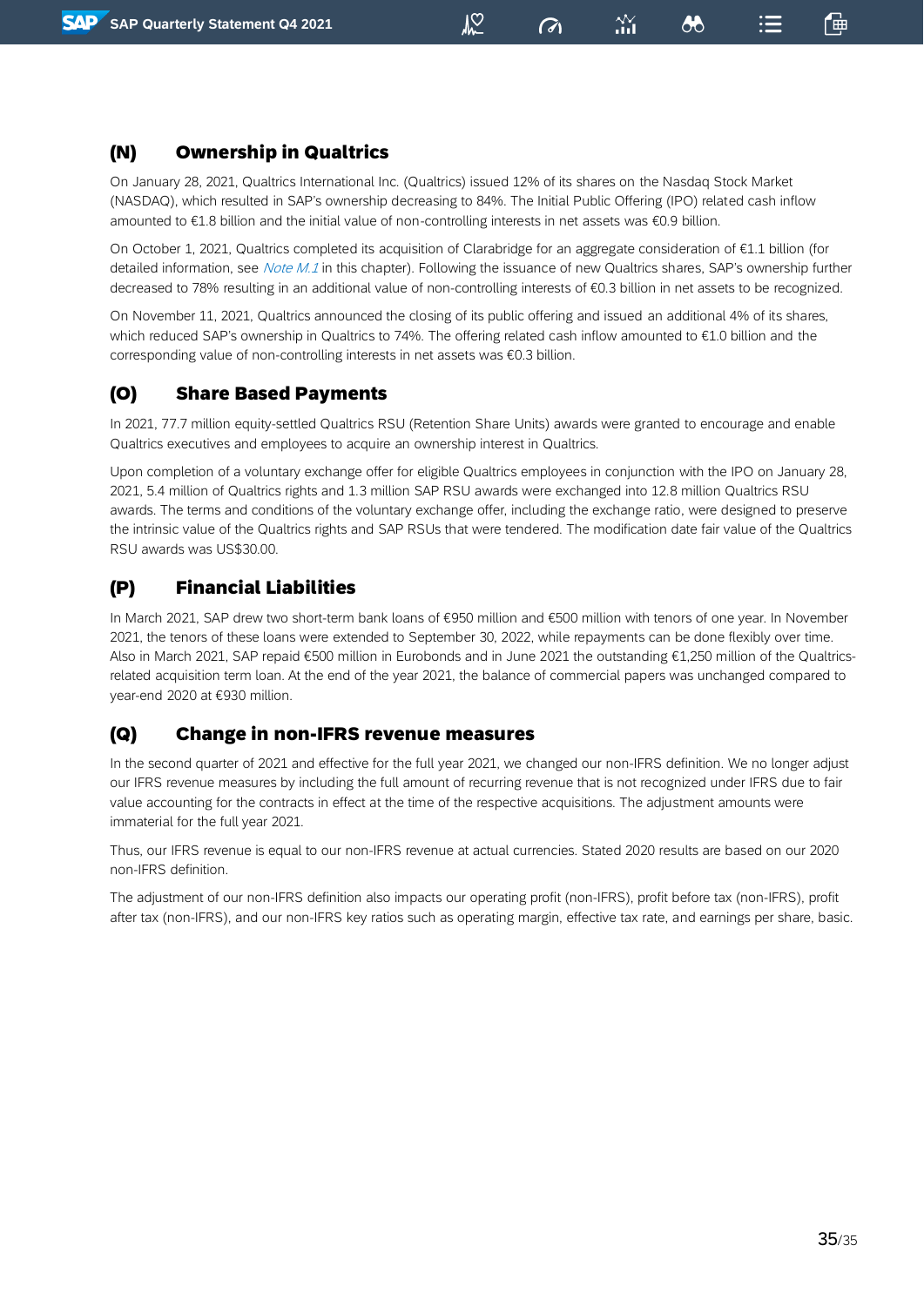## (N) Ownership in Qualtrics

On January 28, 2021, Qualtrics International Inc. (Qualtrics) issued 12% of its shares on the Nasdaq Stock Market (NASDAQ), which resulted in SAP's ownership decreasing to 84%. The Initial Public Offering (IPO) related cash inflow amounted to €1.8 billion and the initial value of non-controlling interests in net assets was €0.9 billion.

On October 1, 2021, Qualtrics completed its acquisition of Clarabridge for an aggregate consideration of €1.1 billion (for detailed information, see *Note M.1* in this chapter). Following the issuance of new Qualtrics shares, SAP's ownership further decreased to 78% resulting in an additional value of non-controlling interests of €0.3 billion in net assets to be recognized.

On November 11, 2021, Qualtrics announced the closing of its public offering and issued an additional 4% of its shares, which reduced SAP's ownership in Qualtrics to 74%. The offering related cash inflow amounted to €1.0 billion and the corresponding value of non-controlling interests in net assets was €0.3 billion.

## (O) Share Based Payments

In 2021, 77.7 million equity-settled Qualtrics RSU (Retention Share Units) awards were granted to encourage and enable Qualtrics executives and employees to acquire an ownership interest in Qualtrics.

Upon completion of a voluntary exchange offer for eligible Qualtrics employees in conjunction with the IPO on January 28, 2021, 5.4 million of Qualtrics rights and 1.3 million SAP RSU awards were exchanged into 12.8 million Qualtrics RSU awards. The terms and conditions of the voluntary exchange offer, including the exchange ratio, were designed to preserve the intrinsic value of the Qualtrics rights and SAP RSUs that were tendered. The modification date fair value of the Qualtrics RSU awards was US$30.00.

## (P) Financial Liabilities

In March 2021, SAP drew two short-term bank loans of €950 million and €500 million with tenors of one year. In November 2021, the tenors of these loans were extended to September 30, 2022, while repayments can be done flexibly over time. Also in March 2021, SAP repaid €500 million in Eurobonds and in June 2021 the outstanding €1,250 million of the Qualtrics-related acquisition term loan. At the end of the year 2021, the balance of commercial papers was unchanged compared to year-end 2020 at €930 million.

## (Q) Change in non-IFRS revenue measures

In the second quarter of 2021 and effective for the full year 2021, we changed our non-IFRS definition. We no longer adjust our IFRS revenue measures by including the full amount of recurring revenue that is not recognized under IFRS due to fair value accounting for the contracts in effect at the time of the respective acquisitions. The adjustment amounts were immaterial for the full year 2021.

Thus, our IFRS revenue is equal to our non-IFRS revenue at actual currencies. Stated 2020 results are based on our 2020 non-IFRS definition.

The adjustment of our non-IFRS definition also impacts our operating profit (non-IFRS), profit before tax (non-IFRS), profit after tax (non-IFRS), and our non-IFRS key ratios such as operating margin, effective tax rate, and earnings per share, basic.